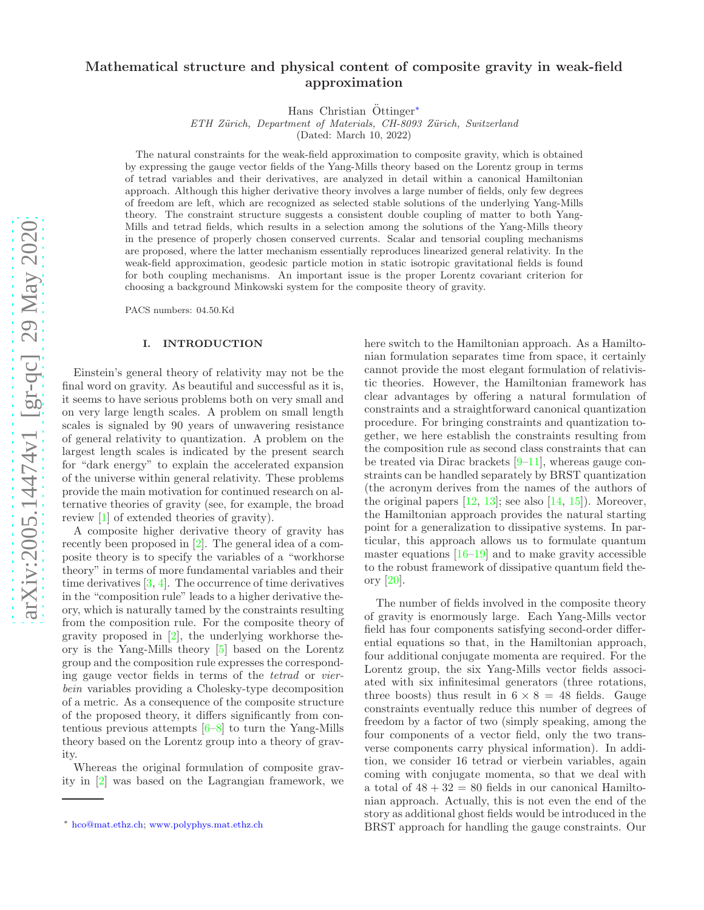# Mathematical structure and physical content of composite gravity in weak-field approximation

Hans Christian Öttinger*

*ETH Zürich, Department of Materials, CH-8093 Zürich, Switzerland*

(Dated: March 10, 2022)

The natural constraints for the weak-field approximation to composite gravity, which is obtained by expressing the gauge vector fields of the Yang-Mills theory based on the Lorentz group in terms of tetrad variables and their derivatives, are analyzed in detail within a canonical Hamiltonian approach. Although this higher derivative theory involves a large number of fields, only few degrees of freedom are left, which are recognized as selected stable solutions of the underlying Yang-Mills theory. The constraint structure suggests a consistent double coupling of matter to both Yang-Mills and tetrad fields, which results in a selection among the solutions of the Yang-Mills theory in the presence of properly chosen conserved currents. Scalar and tensorial coupling mechanisms are proposed, where the latter mechanism essentially reproduces linearized general relativity. In the weak-field approximation, geodesic particle motion in static isotropic gravitational fields is found for both coupling mechanisms. An important issue is the proper Lorentz covariant criterion for choosing a background Minkowski system for the composite theory of gravity.

PACS numbers: 04.50.Kd

## I. INTRODUCTION

Einstein's general theory of relativity may not be the final word on gravity. As beautiful and successful as it is, it seems to have serious problems both on very small and on very large length scales. A problem on small length scales is signaled by 90 years of unwavering resistance of general relativity to quantization. A problem on the largest length scales is indicated by the present search for "dark energy" to explain the accelerated expansion of the universe within general relativity. These problems provide the main motivation for continued research on alternative theories of gravity (see, for example, the broad review [1] of extended theories of gravity).

A composite higher derivative theory of gravity has recently been proposed in [2]. The general idea of a composite theory is to specify the variables of a "workhorse theory" in terms of more fundamental variables and their time derivatives [3, 4]. The occurrence of time derivatives in the "composition rule" leads to a higher derivative theory, which is naturally tamed by the constraints resulting from the composition rule. For the composite theory of gravity proposed in [2], the underlying workhorse theory is the Yang-Mills theory [5] based on the Lorentz group and the composition rule expresses the corresponding gauge vector fields in terms of the *tetrad* or *vierbein* variables providing a Cholesky-type decomposition of a metric. As a consequence of the composite structure of the proposed theory, it differs significantly from contentious previous attempts [6–8] to turn the Yang-Mills theory based on the Lorentz group into a theory of gravity.

Whereas the original formulation of composite gravity in [2] was based on the Lagrangian framework, we here switch to the Hamiltonian approach. As a Hamiltonian formulation separates time from space, it certainly cannot provide the most elegant formulation of relativistic theories. However, the Hamiltonian framework has clear advantages by offering a natural formulation of constraints and a straightforward canonical quantization procedure. For bringing constraints and quantization together, we here establish the constraints resulting from the composition rule as second class constraints that can be treated via Dirac brackets [9–11], whereas gauge constraints can be handled separately by BRST quantization (the acronym derives from the names of the authors of the original papers [12, 13]; see also [14, 15]). Moreover, the Hamiltonian approach provides the natural starting point for a generalization to dissipative systems. In particular, this approach allows us to formulate quantum master equations [16–19] and to make gravity accessible to the robust framework of dissipative quantum field theory [20].

The number of fields involved in the composite theory of gravity is enormously large. Each Yang-Mills vector field has four components satisfying second-order differential equations so that, in the Hamiltonian approach, four additional conjugate momenta are required. For the Lorentz group, the six Yang-Mills vector fields associated with six infinitesimal generators (three rotations, three boosts) thus result in $6 \times 8 = 48$ fields. Gauge constraints eventually reduce this number of degrees of freedom by a factor of two (simply speaking, among the four components of a vector field, only the two transverse components carry physical information). In addition, we consider 16 tetrad or vierbein variables, again coming with conjugate momenta, so that we deal with a total of $48 + 32 = 80$ fields in our canonical Hamiltonian approach. Actually, this is not even the end of the story as additional ghost fields would be introduced in the BRST approach for handling the gauge constraints. Our

---

* hco@mat.ethz.ch; www.polyphys.mat.ethz.ch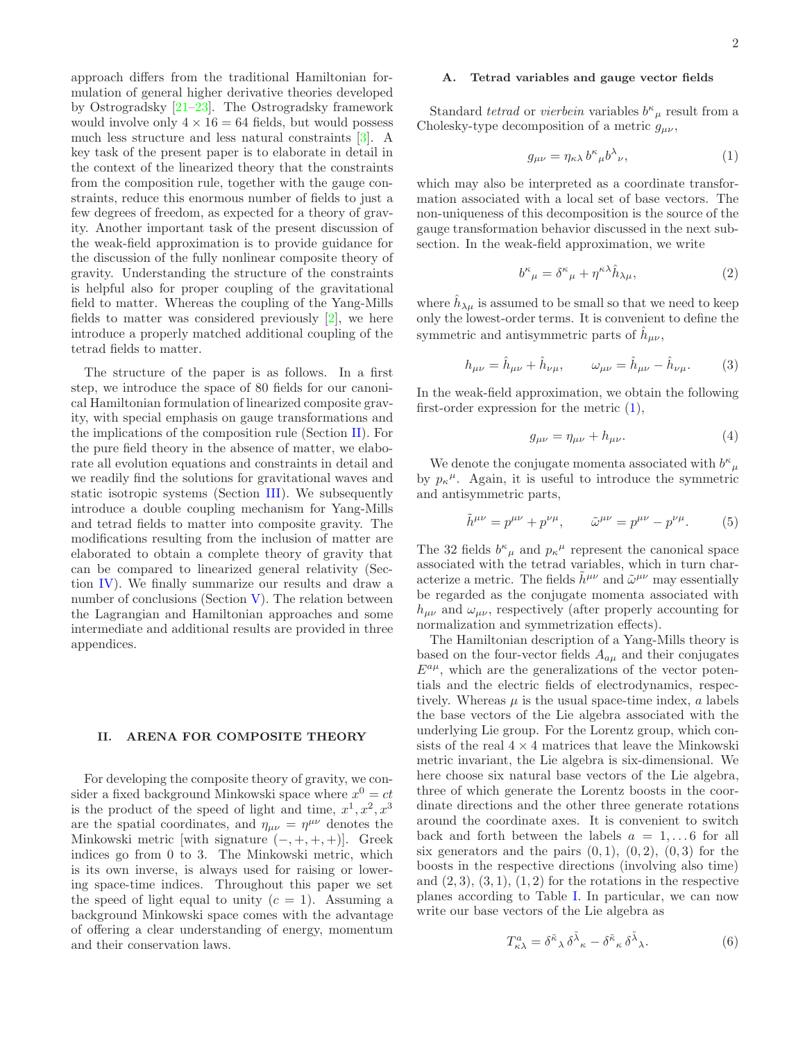approach differs from the traditional Hamiltonian formulation of general higher derivative theories developed by Ostrogradsky [21–23]. The Ostrogradsky framework would involve only $4 \times 16 = 64$ fields, but would possess much less structure and less natural constraints [3]. A key task of the present paper is to elaborate in detail in the context of the linearized theory that the constraints from the composition rule, together with the gauge constraints, reduce this enormous number of fields to just a few degrees of freedom, as expected for a theory of gravity. Another important task of the present discussion of the weak-field approximation is to provide guidance for the discussion of the fully nonlinear composite theory of gravity. Understanding the structure of the constraints is helpful also for proper coupling of the gravitational field to matter. Whereas the coupling of the Yang-Mills fields to matter was considered previously [2], we here introduce a properly matched additional coupling of the tetrad fields to matter.

The structure of the paper is as follows. In a first step, we introduce the space of 80 fields for our canonical Hamiltonian formulation of linearized composite gravity, with special emphasis on gauge transformations and the implications of the composition rule (Section II). For the pure field theory in the absence of matter, we elaborate all evolution equations and constraints in detail and we readily find the solutions for gravitational waves and static isotropic systems (Section III). We subsequently introduce a double coupling mechanism for Yang-Mills and tetrad fields to matter into composite gravity. The modifications resulting from the inclusion of matter are elaborated to obtain a complete theory of gravity that can be compared to linearized general relativity (Section IV). We finally summarize our results and draw a number of conclusions (Section V). The relation between the Lagrangian and Hamiltonian approaches and some intermediate and additional results are provided in three appendices.

## II. ARENA FOR COMPOSITE THEORY

For developing the composite theory of gravity, we consider a fixed background Minkowski space where $x^0 = ct$ is the product of the speed of light and time, $x^1, x^2, x^3$ are the spatial coordinates, and $\eta_{\mu\nu} = \eta^{\mu\nu}$ denotes the Minkowski metric [with signature $(-,+,+,+)$]. Greek indices go from 0 to 3. The Minkowski metric, which is its own inverse, is always used for raising or lowering space-time indices. Throughout this paper we set the speed of light equal to unity ($c = 1$). Assuming a background Minkowski space comes with the advantage of offering a clear understanding of energy, momentum and their conservation laws.

### A. Tetrad variables and gauge vector fields

Standard *tetrad* or *vierbein* variables $b^\kappa{}_\mu$ result from a Cholesky-type decomposition of a metric $g_{\mu\nu}$,

$$g_{\mu\nu} = \eta_{\kappa\lambda} \, b^\kappa{}_\mu b^\lambda{}_\nu, \tag{1}$$

which may also be interpreted as a coordinate transformation associated with a local set of base vectors. The non-uniqueness of this decomposition is the source of the gauge transformation behavior discussed in the next subsection. In the weak-field approximation, we write

$$b^\kappa{}_\mu = \delta^\kappa{}_\mu + \eta^{\kappa\lambda} \hat{h}_{\lambda\mu}, \tag{2}$$

where $\hat{h}_{\lambda\mu}$ is assumed to be small so that we need to keep only the lowest-order terms. It is convenient to define the symmetric and antisymmetric parts of $\hat{h}_{\mu\nu}$,

$$h_{\mu\nu} = \hat{h}_{\mu\nu} + \hat{h}_{\nu\mu}, \qquad \omega_{\mu\nu} = \hat{h}_{\mu\nu} - \hat{h}_{\nu\mu}. \tag{3}$$

In the weak-field approximation, we obtain the following first-order expression for the metric (1),

$$g_{\mu\nu} = \eta_{\mu\nu} + h_{\mu\nu}. \tag{4}$$

We denote the conjugate momenta associated with $b^\kappa{}_\mu$ by $p_\kappa{}^\mu$. Again, it is useful to introduce the symmetric and antisymmetric parts,

$$\tilde{h}^{\mu\nu} = p^{\mu\nu} + p^{\nu\mu}, \qquad \tilde{\omega}^{\mu\nu} = p^{\mu\nu} - p^{\nu\mu}. \tag{5}$$

The 32 fields $b^\kappa{}_\mu$ and $p_\kappa{}^\mu$ represent the canonical space associated with the tetrad variables, which in turn characterize a metric. The fields $\tilde{h}^{\mu\nu}$ and $\tilde{\omega}^{\mu\nu}$ may essentially be regarded as the conjugate momenta associated with $h_{\mu\nu}$ and $\omega_{\mu\nu}$, respectively (after properly accounting for normalization and symmetrization effects).

The Hamiltonian description of a Yang-Mills theory is based on the four-vector fields $A_{a\mu}$ and their conjugates $E^{a\mu}$, which are the generalizations of the vector potentials and the electric fields of electrodynamics, respectively. Whereas $\mu$ is the usual space-time index, $a$ labels the base vectors of the Lie algebra associated with the underlying Lie group. For the Lorentz group, which consists of the real $4 \times 4$ matrices that leave the Minkowski metric invariant, the Lie algebra is six-dimensional. We here choose six natural base vectors of the Lie algebra, three of which generate the Lorentz boosts in the coordinate directions and the other three generate rotations around the coordinate axes. It is convenient to switch back and forth between the labels $a = 1, \dots 6$ for all six generators and the pairs $(0,1)$, $(0,2)$, $(0,3)$ for the boosts in the respective directions (involving also time) and $(2,3)$, $(3,1)$, $(1,2)$ for the rotations in the respective planes according to Table I. In particular, we can now write our base vectors of the Lie algebra as

$$T^a_{\kappa\lambda} = \delta^{\tilde{\kappa}}{}_\lambda \, \delta^{\tilde{\lambda}}{}_\kappa - \delta^{\tilde{\kappa}}{}_\kappa \, \delta^{\tilde{\lambda}}{}_\lambda. \tag{6}$$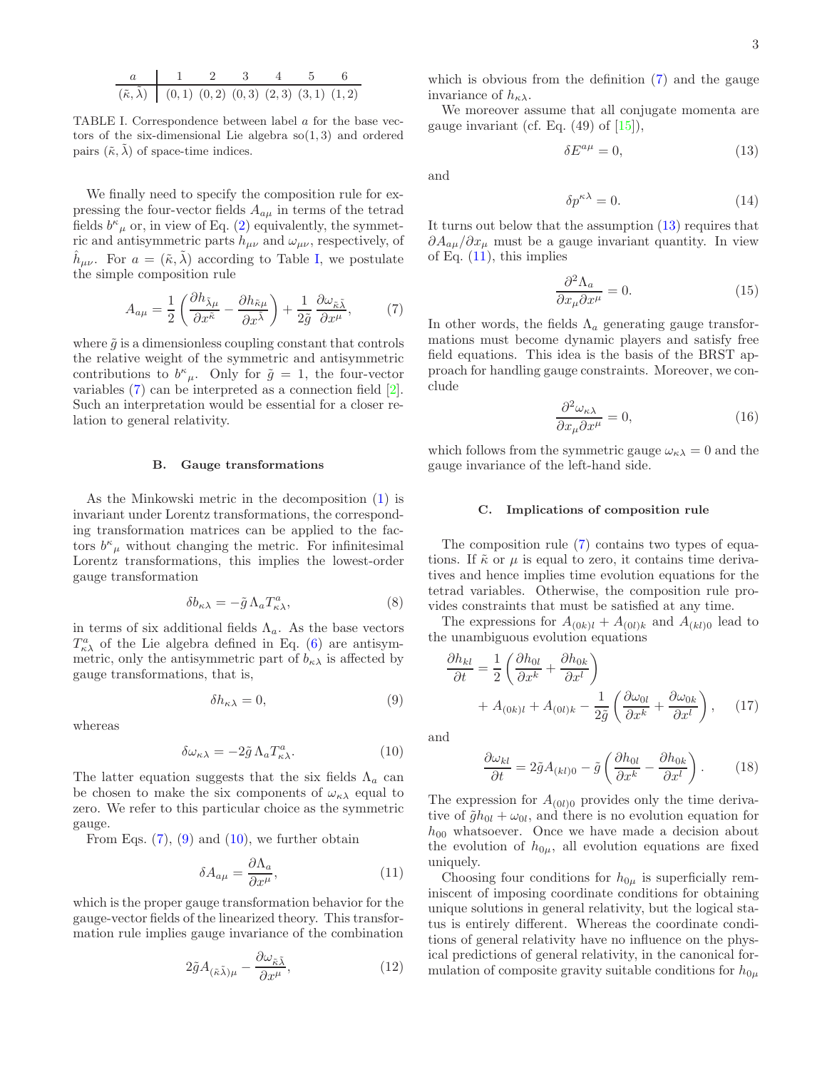| $a$ | 1 | 2 | 3 | 4 | 5 | 6 |
|---|---|---|---|---|---|---|
| $(\tilde{\kappa}, \tilde{\lambda})$ | (0, 1) | (0, 2) | (0, 3) | (2, 3) | (3, 1) | (1, 2) |

TABLE I. Correspondence between label $a$ for the base vectors of the six-dimensional Lie algebra so(1, 3) and ordered pairs $(\tilde{\kappa}, \tilde{\lambda})$ of space-time indices.

We finally need to specify the composition rule for expressing the four-vector fields $A_{a\mu}$ in terms of the tetrad fields $b^{\kappa}{}_{\mu}$ or, in view of Eq. (2) equivalently, the symmetric and antisymmetric parts $h_{\mu\nu}$ and $\omega_{\mu\nu}$, respectively, of $\hat{h}_{\mu\nu}$. For $a = (\tilde{\kappa}, \tilde{\lambda})$ according to Table I, we postulate the simple composition rule

$$A_{a\mu} = \frac{1}{2}\left(\frac{\partial h_{\tilde{\lambda}\mu}}{\partial x^{\tilde{\kappa}}} - \frac{\partial h_{\tilde{\kappa}\mu}}{\partial x^{\tilde{\lambda}}}\right) + \frac{1}{2\tilde{g}}\,\frac{\partial \omega_{\tilde{\kappa}\tilde{\lambda}}}{\partial x^{\mu}}, \tag{7}$$

where $\tilde{g}$ is a dimensionless coupling constant that controls the relative weight of the symmetric and antisymmetric contributions to $b^{\kappa}{}_{\mu}$. Only for $\tilde{g} = 1$, the four-vector variables (7) can be interpreted as a connection field [2]. Such an interpretation would be essential for a closer relation to general relativity.

### B. Gauge transformations

As the Minkowski metric in the decomposition (1) is invariant under Lorentz transformations, the corresponding transformation matrices can be applied to the factors $b^{\kappa}{}_{\mu}$ without changing the metric. For infinitesimal Lorentz transformations, this implies the lowest-order gauge transformation

$$\delta b_{\kappa\lambda} = -\tilde{g}\,\Lambda_a T^a_{\kappa\lambda}, \tag{8}$$

in terms of six additional fields $\Lambda_a$. As the base vectors $T^a_{\kappa\lambda}$ of the Lie algebra defined in Eq. (6) are antisymmetric, only the antisymmetric part of $b_{\kappa\lambda}$ is affected by gauge transformations, that is,

$$\delta h_{\kappa\lambda} = 0, \tag{9}$$

whereas

$$\delta \omega_{\kappa\lambda} = -2\tilde{g}\,\Lambda_a T^a_{\kappa\lambda}. \tag{10}$$

The latter equation suggests that the six fields $\Lambda_a$ can be chosen to make the six components of $\omega_{\kappa\lambda}$ equal to zero. We refer to this particular choice as the symmetric gauge.

From Eqs. (7), (9) and (10), we further obtain

$$\delta A_{a\mu} = \frac{\partial \Lambda_a}{\partial x^{\mu}}, \tag{11}$$

which is the proper gauge transformation behavior for the gauge-vector fields of the linearized theory. This transformation rule implies gauge invariance of the combination

$$2\tilde{g} A_{(\tilde{\kappa}\tilde{\lambda})\mu} - \frac{\partial \omega_{\tilde{\kappa}\tilde{\lambda}}}{\partial x^{\mu}}, \tag{12}$$

which is obvious from the definition (7) and the gauge invariance of $h_{\kappa\lambda}$.

We moreover assume that all conjugate momenta are gauge invariant (cf. Eq. (49) of [15]),

$$\delta E^{a\mu} = 0, \tag{13}$$

and

$$\delta p^{\kappa\lambda} = 0. \tag{14}$$

It turns out below that the assumption (13) requires that $\partial A_{a\mu}/\partial x_{\mu}$ must be a gauge invariant quantity. In view of Eq. (11), this implies

$$\frac{\partial^2 \Lambda_a}{\partial x_{\mu}\partial x^{\mu}} = 0. \tag{15}$$

In other words, the fields $\Lambda_a$ generating gauge transformations must become dynamic players and satisfy free field equations. This idea is the basis of the BRST approach for handling gauge constraints. Moreover, we conclude

$$\frac{\partial^2 \omega_{\kappa\lambda}}{\partial x_{\mu}\partial x^{\mu}} = 0, \tag{16}$$

which follows from the symmetric gauge $\omega_{\kappa\lambda} = 0$ and the gauge invariance of the left-hand side.

### C. Implications of composition rule

The composition rule (7) contains two types of equations. If $\tilde{\kappa}$ or $\mu$ is equal to zero, it contains time derivatives and hence implies time evolution equations for the tetrad variables. Otherwise, the composition rule provides constraints that must be satisfied at any time.

The expressions for $A_{(0k)l} + A_{(0l)k}$ and $A_{(kl)0}$ lead to the unambiguous evolution equations

$$\frac{\partial h_{kl}}{\partial t} = \frac{1}{2}\left(\frac{\partial h_{0l}}{\partial x^k} + \frac{\partial h_{0k}}{\partial x^l}\right) + A_{(0k)l} + A_{(0l)k} - \frac{1}{2\tilde{g}}\left(\frac{\partial \omega_{0l}}{\partial x^k} + \frac{\partial \omega_{0k}}{\partial x^l}\right), \tag{17}$$

and

$$\frac{\partial \omega_{kl}}{\partial t} = 2\tilde{g} A_{(kl)0} - \tilde{g}\left(\frac{\partial h_{0l}}{\partial x^k} - \frac{\partial h_{0k}}{\partial x^l}\right). \tag{18}$$

The expression for $A_{(0l)0}$ provides only the time derivative of $\tilde{g}h_{0l} + \omega_{0l}$, and there is no evolution equation for $h_{00}$ whatsoever. Once we have made a decision about the evolution of $h_{0\mu}$, all evolution equations are fixed uniquely.

Choosing four conditions for $h_{0\mu}$ is superficially reminiscent of imposing coordinate conditions for obtaining unique solutions in general relativity, but the logical status is entirely different. Whereas the coordinate conditions of general relativity have no influence on the physical predictions of general relativity, in the canonical formulation of composite gravity suitable conditions for $h_{0\mu}$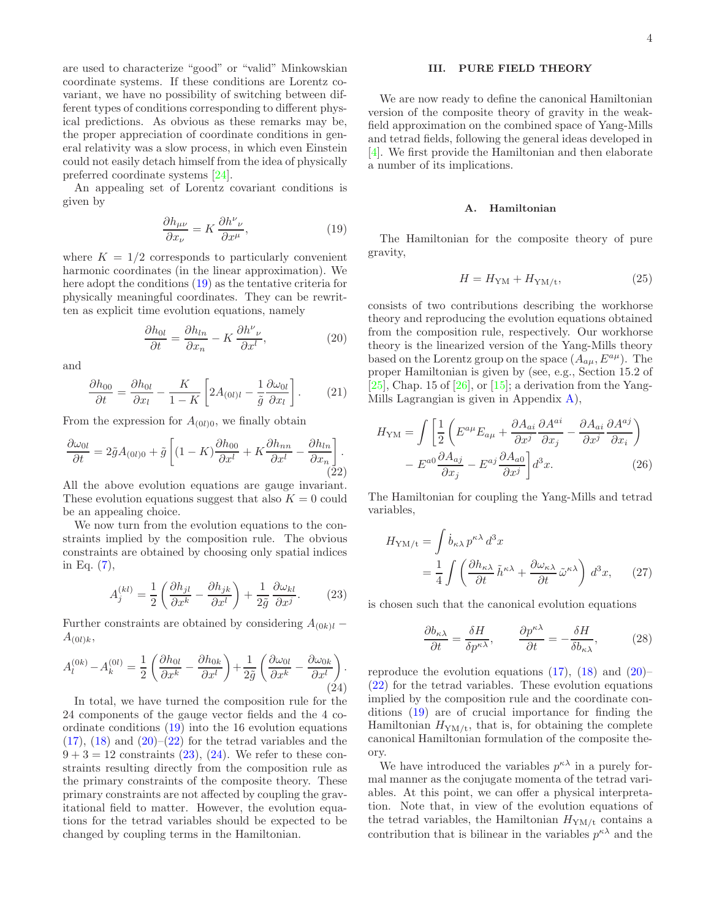are used to characterize "good" or "valid" Minkowskian coordinate systems. If these conditions are Lorentz covariant, we have no possibility of switching between different types of conditions corresponding to different physical predictions. As obvious as these remarks may be, the proper appreciation of coordinate conditions in general relativity was a slow process, in which even Einstein could not easily detach himself from the idea of physically preferred coordinate systems [24].

An appealing set of Lorentz covariant conditions is given by

$$\frac{\partial h_{\mu\nu}}{\partial x_\nu} = K \, \frac{\partial h^\nu{}_\nu}{\partial x^\mu}, \tag{19}$$

where $K = 1/2$ corresponds to particularly convenient harmonic coordinates (in the linear approximation). We here adopt the conditions (19) as the tentative criteria for physically meaningful coordinates. They can be rewritten as explicit time evolution equations, namely

$$\frac{\partial h_{0l}}{\partial t} = \frac{\partial h_{ln}}{\partial x_n} - K \, \frac{\partial h^\nu{}_\nu}{\partial x^l}, \tag{20}$$

and

$$\frac{\partial h_{00}}{\partial t} = \frac{\partial h_{0l}}{\partial x_l} - \frac{K}{1-K} \left[ 2A_{(0l)l} - \frac{1}{\tilde{g}} \frac{\partial \omega_{0l}}{\partial x_l} \right]. \tag{21}$$

From the expression for $A_{(0l)0}$, we finally obtain

$$\frac{\partial \omega_{0l}}{\partial t} = 2\tilde{g} A_{(0l)0} + \tilde{g} \left[ (1-K) \frac{\partial h_{00}}{\partial x^l} + K \frac{\partial h_{nn}}{\partial x^l} - \frac{\partial h_{ln}}{\partial x_n} \right]. \tag{22}$$

All the above evolution equations are gauge invariant. These evolution equations suggest that also $K = 0$ could be an appealing choice.

We now turn from the evolution equations to the constraints implied by the composition rule. The obvious constraints are obtained by choosing only spatial indices in Eq. (7),

$$A_j^{(kl)} = \frac{1}{2} \left( \frac{\partial h_{jl}}{\partial x^k} - \frac{\partial h_{jk}}{\partial x^l} \right) + \frac{1}{2\tilde{g}} \frac{\partial \omega_{kl}}{\partial x^j}. \tag{23}$$

Further constraints are obtained by considering $A_{(0k)l} - A_{(0l)k}$,

$$A_l^{(0k)} - A_k^{(0l)} = \frac{1}{2} \left( \frac{\partial h_{0l}}{\partial x^k} - \frac{\partial h_{0k}}{\partial x^l} \right) + \frac{1}{2\tilde{g}} \left( \frac{\partial \omega_{0l}}{\partial x^k} - \frac{\partial \omega_{0k}}{\partial x^l} \right). \tag{24}$$

In total, we have turned the composition rule for the 24 components of the gauge vector fields and the 4 coordinate conditions (19) into the 16 evolution equations (17), (18) and (20)–(22) for the tetrad variables and the $9 + 3 = 12$ constraints (23), (24). We refer to these constraints resulting directly from the composition rule as the primary constraints of the composite theory. These primary constraints are not affected by coupling the gravitational field to matter. However, the evolution equations for the tetrad variables should be expected to be changed by coupling terms in the Hamiltonian.

## III. PURE FIELD THEORY

We are now ready to define the canonical Hamiltonian version of the composite theory of gravity in the weak-field approximation on the combined space of Yang-Mills and tetrad fields, following the general ideas developed in [4]. We first provide the Hamiltonian and then elaborate a number of its implications.

### A. Hamiltonian

The Hamiltonian for the composite theory of pure gravity,

$$H = H_{\rm YM} + H_{\rm YM/t}, \tag{25}$$

consists of two contributions describing the workhorse theory and reproducing the evolution equations obtained from the composition rule, respectively. Our workhorse theory is the linearized version of the Yang-Mills theory based on the Lorentz group on the space $(A_{a\mu}, E^{a\mu})$. The proper Hamiltonian is given by (see, e.g., Section 15.2 of [25], Chap. 15 of [26], or [15]; a derivation from the Yang-Mills Lagrangian is given in Appendix A),

$$H_{\rm YM} = \int \left[ \frac{1}{2} \left( E^{a\mu} E_{a\mu} + \frac{\partial A_{ai}}{\partial x^j} \frac{\partial A^{ai}}{\partial x_j} - \frac{\partial A_{ai}}{\partial x^j} \frac{\partial A^{aj}}{\partial x_i} \right) - E^{a0} \frac{\partial A_{aj}}{\partial x_j} - E^{aj} \frac{\partial A_{a0}}{\partial x^j} \right] d^3x. \tag{26}$$

The Hamiltonian for coupling the Yang-Mills and tetrad variables,

$$H_{\rm YM/t} = \int \dot{b}_{\kappa\lambda} \, p^{\kappa\lambda} \, d^3x = \frac{1}{4} \int \left( \frac{\partial h_{\kappa\lambda}}{\partial t} \, \tilde{h}^{\kappa\lambda} + \frac{\partial \omega_{\kappa\lambda}}{\partial t} \, \tilde{\omega}^{\kappa\lambda} \right) d^3x, \tag{27}$$

is chosen such that the canonical evolution equations

$$\frac{\partial b_{\kappa\lambda}}{\partial t} = \frac{\delta H}{\delta p^{\kappa\lambda}}, \qquad \frac{\partial p^{\kappa\lambda}}{\partial t} = -\frac{\delta H}{\delta b_{\kappa\lambda}}, \tag{28}$$

reproduce the evolution equations (17), (18) and (20)–(22) for the tetrad variables. These evolution equations implied by the composition rule and the coordinate conditions (19) are of crucial importance for finding the Hamiltonian $H_{\rm YM/t}$, that is, for obtaining the complete canonical Hamiltonian formulation of the composite theory.

We have introduced the variables $p^{\kappa\lambda}$ in a purely formal manner as the conjugate momenta of the tetrad variables. At this point, we can offer a physical interpretation. Note that, in view of the evolution equations of the tetrad variables, the Hamiltonian $H_{\rm YM/t}$ contains a contribution that is bilinear in the variables $p^{\kappa\lambda}$ and the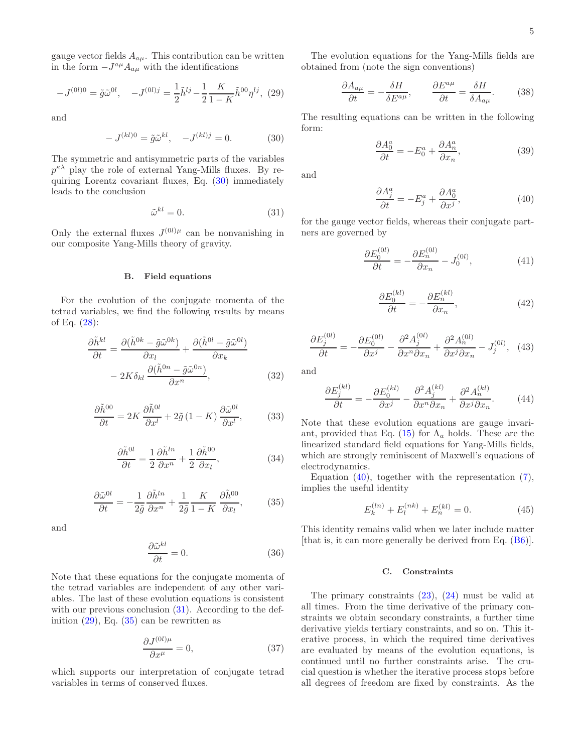gauge vector fields $A_{a\mu}$. This contribution can be written in the form $-J^{a\mu} A_{a\mu}$ with the identifications

$$-J^{(0l)0} = \tilde{g}\tilde{\omega}^{0l}, \quad -J^{(0l)j} = \frac{1}{2}\tilde{h}^{lj} - \frac{1}{2}\frac{K}{1-K}\tilde{h}^{00}\eta^{lj}, \tag{29}$$

and

$$-J^{(kl)0} = \tilde{g}\tilde{\omega}^{kl}, \quad -J^{(kl)j} = 0. \tag{30}$$

The symmetric and antisymmetric parts of the variables $p^{\kappa\lambda}$ play the role of external Yang-Mills fluxes. By requiring Lorentz covariant fluxes, Eq. (30) immediately leads to the conclusion

$$\tilde{\omega}^{kl} = 0. \tag{31}$$

Only the external fluxes $J^{(0l)\mu}$ can be nonvanishing in our composite Yang-Mills theory of gravity.

### B. Field equations

For the evolution of the conjugate momenta of the tetrad variables, we find the following results by means of Eq. (28):

$$\frac{\partial \tilde{h}^{kl}}{\partial t} = \frac{\partial(\tilde{h}^{0k} - \tilde{g}\tilde{\omega}^{0k})}{\partial x_l} + \frac{\partial(\tilde{h}^{0l} - \tilde{g}\tilde{\omega}^{0l})}{\partial x_k} - 2K\delta_{kl}\,\frac{\partial(\tilde{h}^{0n} - \tilde{g}\tilde{\omega}^{0n})}{\partial x^n}, \tag{32}$$

$$\frac{\partial \tilde{h}^{00}}{\partial t} = 2K\,\frac{\partial \tilde{h}^{0l}}{\partial x^l} + 2\tilde{g}\,(1-K)\,\frac{\partial \tilde{\omega}^{0l}}{\partial x^l}, \tag{33}$$

$$\frac{\partial \tilde{h}^{0l}}{\partial t} = \frac{1}{2}\frac{\partial \tilde{h}^{ln}}{\partial x^n} + \frac{1}{2}\frac{\partial \tilde{h}^{00}}{\partial x_l}, \tag{34}$$

$$\frac{\partial \tilde{\omega}^{0l}}{\partial t} = -\frac{1}{2\tilde{g}}\frac{\partial \tilde{h}^{ln}}{\partial x^n} + \frac{1}{2\tilde{g}}\frac{K}{1-K}\,\frac{\partial \tilde{h}^{00}}{\partial x_l}, \tag{35}$$

and

$$\frac{\partial \tilde{\omega}^{kl}}{\partial t} = 0. \tag{36}$$

Note that these equations for the conjugate momenta of the tetrad variables are independent of any other variables. The last of these evolution equations is consistent with our previous conclusion (31). According to the definition (29), Eq. (35) can be rewritten as

$$\frac{\partial J^{(0l)\mu}}{\partial x^\mu} = 0, \tag{37}$$

which supports our interpretation of conjugate tetrad variables in terms of conserved fluxes.

The evolution equations for the Yang-Mills fields are obtained from (note the sign conventions)

$$\frac{\partial A_{a\mu}}{\partial t} = -\frac{\delta H}{\delta E^{a\mu}}, \qquad \frac{\partial E^{a\mu}}{\partial t} = \frac{\delta H}{\delta A_{a\mu}}. \tag{38}$$

The resulting equations can be written in the following form:

$$\frac{\partial A^a_0}{\partial t} = -E^a_0 + \frac{\partial A^a_n}{\partial x_n}, \tag{39}$$

and

$$\frac{\partial A^a_j}{\partial t} = -E^a_j + \frac{\partial A^a_0}{\partial x^j}, \tag{40}$$

for the gauge vector fields, whereas their conjugate partners are governed by

$$\frac{\partial E^{(0l)}_0}{\partial t} = -\frac{\partial E^{(0l)}_n}{\partial x_n} - J^{(0l)}_0, \tag{41}$$

$$\frac{\partial E^{(kl)}_0}{\partial t} = -\frac{\partial E^{(kl)}_n}{\partial x_n}, \tag{42}$$

$$\frac{\partial E^{(0l)}_j}{\partial t} = -\frac{\partial E^{(0l)}_0}{\partial x^j} - \frac{\partial^2 A^{(0l)}_j}{\partial x^n \partial x_n} + \frac{\partial^2 A^{(0l)}_n}{\partial x^j \partial x_n} - J^{(0l)}_j, \tag{43}$$

and

$$\frac{\partial E^{(kl)}_j}{\partial t} = -\frac{\partial E^{(kl)}_0}{\partial x^j} - \frac{\partial^2 A^{(kl)}_j}{\partial x^n \partial x_n} + \frac{\partial^2 A^{(kl)}_n}{\partial x^j \partial x_n}. \tag{44}$$

Note that these evolution equations are gauge invariant, provided that Eq. (15) for $\Lambda_a$ holds. These are the linearized standard field equations for Yang-Mills fields, which are strongly reminiscent of Maxwell's equations of electrodynamics.

Equation (40), together with the representation (7), implies the useful identity

$$E^{(ln)}_k + E^{(nk)}_l + E^{(kl)}_n = 0. \tag{45}$$

This identity remains valid when we later include matter [that is, it can more generally be derived from Eq. (B6)].

### C. Constraints

The primary constraints (23), (24) must be valid at all times. From the time derivative of the primary constraints we obtain secondary constraints, a further time derivative yields tertiary constraints, and so on. This iterative process, in which the required time derivatives are evaluated by means of the evolution equations, is continued until no further constraints arise. The crucial question is whether the iterative process stops before all degrees of freedom are fixed by constraints. As the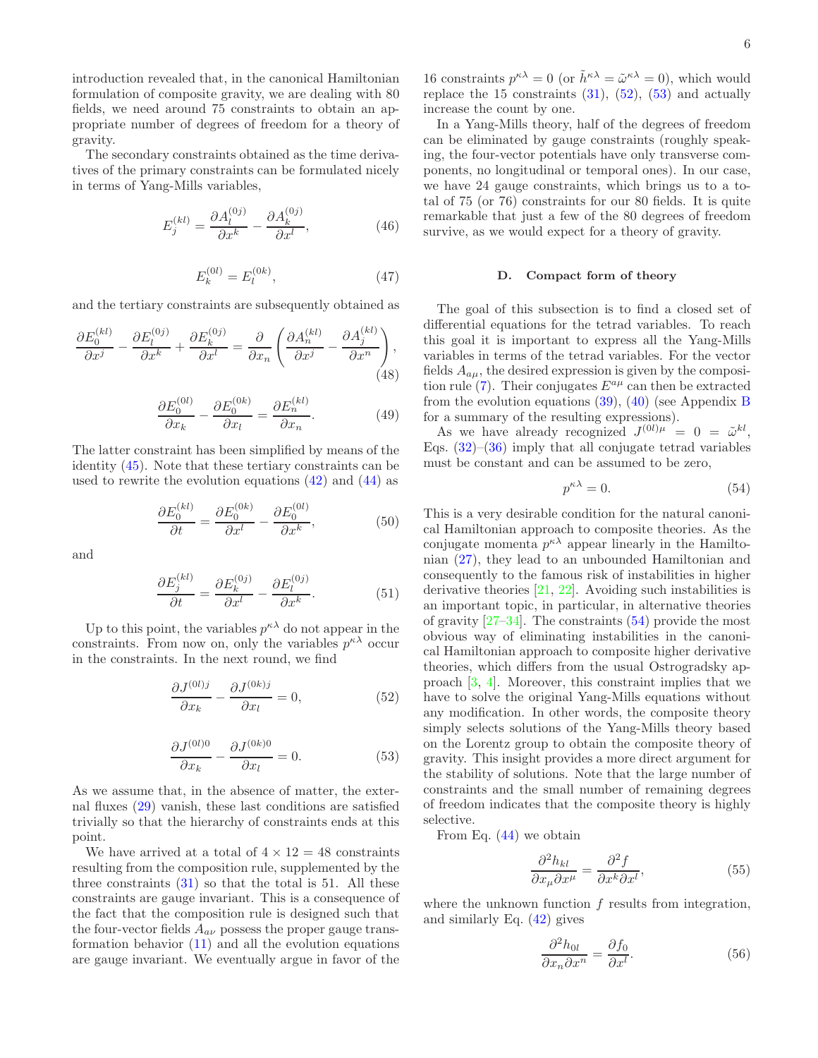introduction revealed that, in the canonical Hamiltonian formulation of composite gravity, we are dealing with 80 fields, we need around 75 constraints to obtain an appropriate number of degrees of freedom for a theory of gravity.

The secondary constraints obtained as the time derivatives of the primary constraints can be formulated nicely in terms of Yang-Mills variables,

$$E_j^{(kl)} = \frac{\partial A_l^{(0j)}}{\partial x^k} - \frac{\partial A_k^{(0j)}}{\partial x^l}, \tag{46}$$

$$E_k^{(0l)} = E_l^{(0k)}, \tag{47}$$

and the tertiary constraints are subsequently obtained as

$$\frac{\partial E_0^{(kl)}}{\partial x^j} - \frac{\partial E_l^{(0j)}}{\partial x^k} + \frac{\partial E_k^{(0j)}}{\partial x^l} = \frac{\partial}{\partial x_n}\left(\frac{\partial A_n^{(kl)}}{\partial x^j} - \frac{\partial A_j^{(kl)}}{\partial x^n}\right), \tag{48}$$

$$\frac{\partial E_0^{(0l)}}{\partial x_k} - \frac{\partial E_0^{(0k)}}{\partial x_l} = \frac{\partial E_n^{(kl)}}{\partial x_n}. \tag{49}$$

The latter constraint has been simplified by means of the identity (45). Note that these tertiary constraints can be used to rewrite the evolution equations (42) and (44) as

$$\frac{\partial E_0^{(kl)}}{\partial t} = \frac{\partial E_0^{(0k)}}{\partial x^l} - \frac{\partial E_0^{(0l)}}{\partial x^k}, \tag{50}$$

and

$$\frac{\partial E_j^{(kl)}}{\partial t} = \frac{\partial E_k^{(0j)}}{\partial x^l} - \frac{\partial E_l^{(0j)}}{\partial x^k}. \tag{51}$$

Up to this point, the variables $p^{\kappa\lambda}$ do not appear in the constraints. From now on, only the variables $p^{\kappa\lambda}$ occur in the constraints. In the next round, we find

$$\frac{\partial J^{(0l)j}}{\partial x_k} - \frac{\partial J^{(0k)j}}{\partial x_l} = 0, \tag{52}$$

$$\frac{\partial J^{(0l)0}}{\partial x_k} - \frac{\partial J^{(0k)0}}{\partial x_l} = 0. \tag{53}$$

As we assume that, in the absence of matter, the external fluxes (29) vanish, these last conditions are satisfied trivially so that the hierarchy of constraints ends at this point.

We have arrived at a total of $4 \times 12 = 48$ constraints resulting from the composition rule, supplemented by the three constraints (31) so that the total is 51. All these constraints are gauge invariant. This is a consequence of the fact that the composition rule is designed such that the four-vector fields $A_{a\nu}$ possess the proper gauge transformation behavior (11) and all the evolution equations are gauge invariant. We eventually argue in favor of the 16 constraints $p^{\kappa\lambda} = 0$ (or $\tilde{h}^{\kappa\lambda} = \tilde{\omega}^{\kappa\lambda} = 0$), which would replace the 15 constraints (31), (52), (53) and actually increase the count by one.

In a Yang-Mills theory, half of the degrees of freedom can be eliminated by gauge constraints (roughly speaking, the four-vector potentials have only transverse components, no longitudinal or temporal ones). In our case, we have 24 gauge constraints, which brings us to a total of 75 (or 76) constraints for our 80 fields. It is quite remarkable that just a few of the 80 degrees of freedom survive, as we would expect for a theory of gravity.

### D. Compact form of theory

The goal of this subsection is to find a closed set of differential equations for the tetrad variables. To reach this goal it is important to express all the Yang-Mills variables in terms of the tetrad variables. For the vector fields $A_{a\mu}$, the desired expression is given by the composition rule (7). Their conjugates $E^{a\mu}$ can then be extracted from the evolution equations (39), (40) (see Appendix B for a summary of the resulting expressions).

As we have already recognized $J^{(0l)\mu} = 0 = \tilde{\omega}^{kl}$, Eqs. (32)–(36) imply that all conjugate tetrad variables must be constant and can be assumed to be zero,

$$p^{\kappa\lambda} = 0. \tag{54}$$

This is a very desirable condition for the natural canonical Hamiltonian approach to composite theories. As the conjugate momenta $p^{\kappa\lambda}$ appear linearly in the Hamiltonian (27), they lead to an unbounded Hamiltonian and consequently to the famous risk of instabilities in higher derivative theories [21, 22]. Avoiding such instabilities is an important topic, in particular, in alternative theories of gravity [27–34]. The constraints (54) provide the most obvious way of eliminating instabilities in the canonical Hamiltonian approach to composite higher derivative theories, which differs from the usual Ostrogradsky approach [3, 4]. Moreover, this constraint implies that we have to solve the original Yang-Mills equations without any modification. In other words, the composite theory simply selects solutions of the Yang-Mills theory based on the Lorentz group to obtain the composite theory of gravity. This insight provides a more direct argument for the stability of solutions. Note that the large number of constraints and the small number of remaining degrees of freedom indicates that the composite theory is highly selective.

From Eq. (44) we obtain

$$\frac{\partial^2 h_{kl}}{\partial x_\mu \partial x^\mu} = \frac{\partial^2 f}{\partial x^k \partial x^l}, \tag{55}$$

where the unknown function $f$ results from integration, and similarly Eq. (42) gives

$$\frac{\partial^2 h_{0l}}{\partial x_n \partial x^n} = \frac{\partial f_0}{\partial x^l}. \tag{56}$$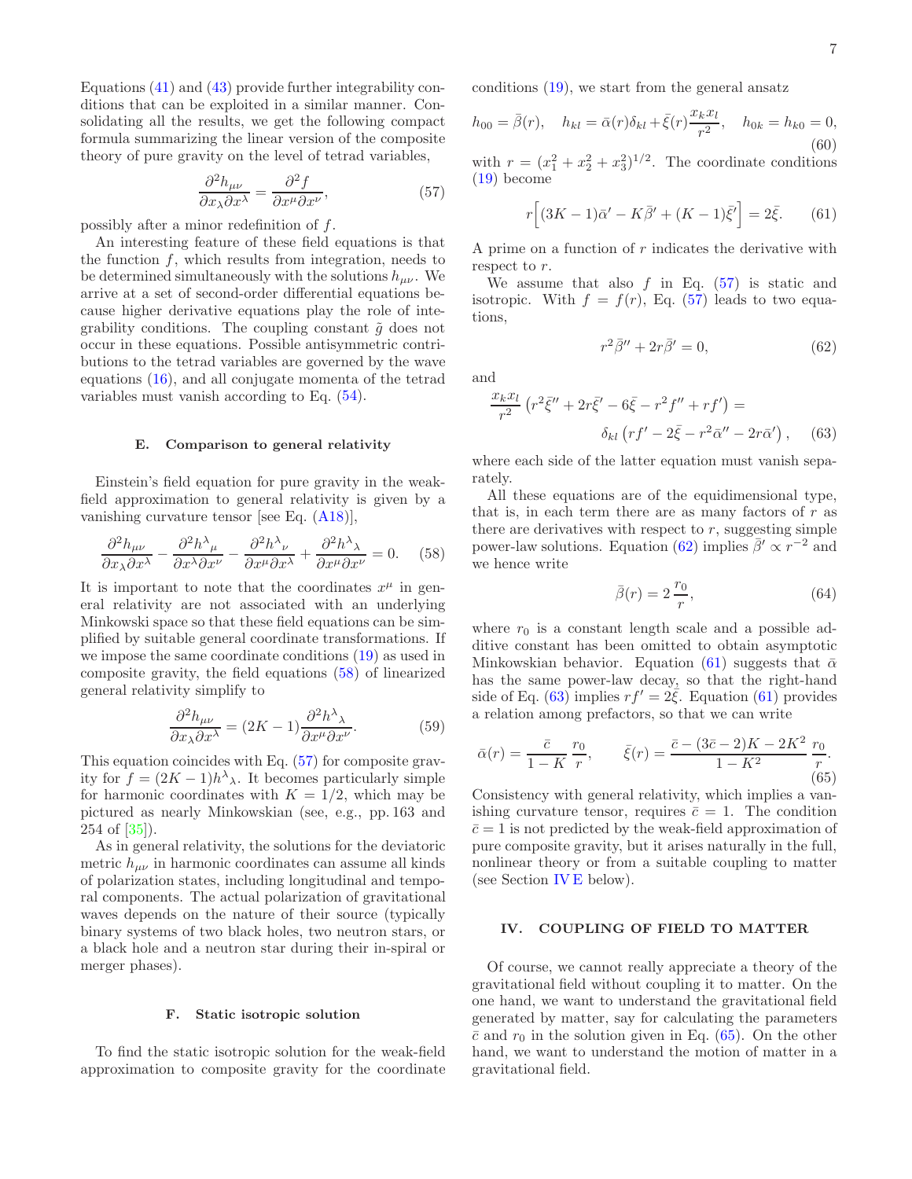Equations (41) and (43) provide further integrability conditions that can be exploited in a similar manner. Consolidating all the results, we get the following compact formula summarizing the linear version of the composite theory of pure gravity on the level of tetrad variables,

$$\frac{\partial^2 h_{\mu\nu}}{\partial x_\lambda \partial x^\lambda} = \frac{\partial^2 f}{\partial x^\mu \partial x^\nu}, \tag{57}$$

possibly after a minor redefinition of $f$.

An interesting feature of these field equations is that the function $f$, which results from integration, needs to be determined simultaneously with the solutions $h_{\mu\nu}$. We arrive at a set of second-order differential equations because higher derivative equations play the role of integrability conditions. The coupling constant $\tilde{g}$ does not occur in these equations. Possible antisymmetric contributions to the tetrad variables are governed by the wave equations (16), and all conjugate momenta of the tetrad variables must vanish according to Eq. (54).

### E. Comparison to general relativity

Einstein's field equation for pure gravity in the weak-field approximation to general relativity is given by a vanishing curvature tensor [see Eq. (A18)],

$$\frac{\partial^2 h_{\mu\nu}}{\partial x_\lambda \partial x^\lambda} - \frac{\partial^2 h^\lambda{}_\mu}{\partial x^\lambda \partial x^\nu} - \frac{\partial^2 h^\lambda{}_\nu}{\partial x^\mu \partial x^\lambda} + \frac{\partial^2 h^\lambda{}_\lambda}{\partial x^\mu \partial x^\nu} = 0. \tag{58}$$

It is important to note that the coordinates $x^\mu$ in general relativity are not associated with an underlying Minkowski space so that these field equations can be simplified by suitable general coordinate transformations. If we impose the same coordinate conditions (19) as used in composite gravity, the field equations (58) of linearized general relativity simplify to

$$\frac{\partial^2 h_{\mu\nu}}{\partial x_\lambda \partial x^\lambda} = (2K-1) \frac{\partial^2 h^\lambda{}_\lambda}{\partial x^\mu \partial x^\nu}. \tag{59}$$

This equation coincides with Eq. (57) for composite gravity for $f = (2K-1) h^\lambda{}_\lambda$. It becomes particularly simple for harmonic coordinates with $K = 1/2$, which may be pictured as nearly Minkowskian (see, e.g., pp. 163 and 254 of [35]).

As in general relativity, the solutions for the deviatoric metric $h_{\mu\nu}$ in harmonic coordinates can assume all kinds of polarization states, including longitudinal and temporal components. The actual polarization of gravitational waves depends on the nature of their source (typically binary systems of two black holes, two neutron stars, or a black hole and a neutron star during their in-spiral or merger phases).

### F. Static isotropic solution

To find the static isotropic solution for the weak-field approximation to composite gravity for the coordinate conditions (19), we start from the general ansatz

$$h_{00} = \bar{\beta}(r), \quad h_{kl} = \bar{\alpha}(r) \delta_{kl} + \bar{\xi}(r) \frac{x_k x_l}{r^2}, \quad h_{0k} = h_{k0} = 0, \tag{60}$$

with $r = (x_1^2 + x_2^2 + x_3^2)^{1/2}$. The coordinate conditions (19) become

$$r \Big[ (3K-1)\bar{\alpha}' - K \bar{\beta}' + (K-1)\bar{\xi}' \Big] = 2\bar{\xi}. \tag{61}$$

A prime on a function of $r$ indicates the derivative with respect to $r$.

We assume that also $f$ in Eq. (57) is static and isotropic. With $f = f(r)$, Eq. (57) leads to two equations,

$$r^2 \bar{\beta}'' + 2r\bar{\beta}' = 0, \tag{62}$$

and

$$\frac{x_k x_l}{r^2} \left( r^2 \bar{\xi}'' + 2r\bar{\xi}' - 6\bar{\xi} - r^2 f'' + r f' \right) = \delta_{kl} \left( r f' - 2\bar{\xi} - r^2 \bar{\alpha}'' - 2r\bar{\alpha}' \right), \tag{63}$$

where each side of the latter equation must vanish separately.

All these equations are of the equidimensional type, that is, in each term there are as many factors of $r$ as there are derivatives with respect to $r$, suggesting simple power-law solutions. Equation (62) implies $\bar{\beta}' \propto r^{-2}$ and we hence write

$$\bar{\beta}(r) = 2 \frac{r_0}{r}, \tag{64}$$

where $r_0$ is a constant length scale and a possible additive constant has been omitted to obtain asymptotic Minkowskian behavior. Equation (61) suggests that $\bar{\alpha}$ has the same power-law decay, so that the right-hand side of Eq. (63) implies $r f' = 2\bar{\xi}$. Equation (61) provides a relation among prefactors, so that we can write

$$\bar{\alpha}(r) = \frac{\bar{c}}{1-K} \frac{r_0}{r}, \qquad \bar{\xi}(r) = \frac{\bar{c} - (3\bar{c}-2)K - 2K^2}{1-K^2} \frac{r_0}{r}. \tag{65}$$

Consistency with general relativity, which implies a vanishing curvature tensor, requires $\bar{c} = 1$. The condition $\bar{c} = 1$ is not predicted by the weak-field approximation of pure composite gravity, but it arises naturally in the full, nonlinear theory or from a suitable coupling to matter (see Section IV E below).

## IV. COUPLING OF FIELD TO MATTER

Of course, we cannot really appreciate a theory of the gravitational field without coupling it to matter. On the one hand, we want to understand the gravitational field generated by matter, say for calculating the parameters $\bar{c}$ and $r_0$ in the solution given in Eq. (65). On the other hand, we want to understand the motion of matter in a gravitational field.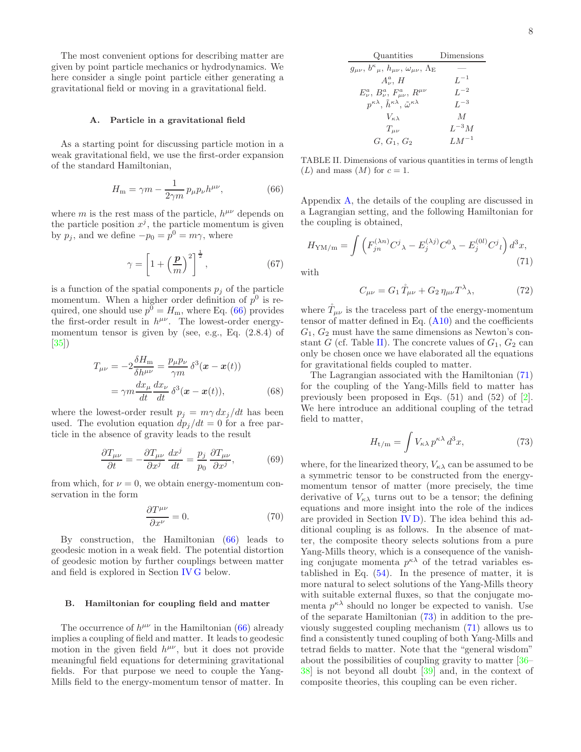The most convenient options for describing matter are given by point particle mechanics or hydrodynamics. We here consider a single point particle either generating a gravitational field or moving in a gravitational field.

### A. Particle in a gravitational field

As a starting point for discussing particle motion in a weak gravitational field, we use the first-order expansion of the standard Hamiltonian,

$$H_{\rm m} = \gamma m - \frac{1}{2\gamma m}\, p_\mu p_\nu h^{\mu\nu}, \tag{66}$$

where $m$ is the rest mass of the particle, $h^{\mu\nu}$ depends on the particle position $x^j$, the particle momentum is given by $p_j$, and we define $-p_0 = p^0 = m\gamma$, where

$$\gamma = \left[1 + \left(\frac{\boldsymbol{p}}{m}\right)^2\right]^{\frac{1}{2}}, \tag{67}$$

is a function of the spatial components $p_j$ of the particle momentum. When a higher order definition of $p^0$ is required, one should use $p^0 = H_{\rm m}$, where Eq. (66) provides the first-order result in $h^{\mu\nu}$. The lowest-order energy-momentum tensor is given by (see, e.g., Eq. (2.8.4) of [35])

$$\begin{aligned} T_{\mu\nu} = -2\frac{\delta H_{\rm m}}{\delta h^{\mu\nu}} &= \frac{p_\mu p_\nu}{\gamma m}\, \delta^3(\boldsymbol{x} - \boldsymbol{x}(t)) \\ &= \gamma m \frac{dx_\mu}{dt}\frac{dx_\nu}{dt}\, \delta^3(\boldsymbol{x} - \boldsymbol{x}(t)), \end{aligned} \tag{68}$$

where the lowest-order result $p_j = m\gamma\, dx_j/dt$ has been used. The evolution equation $dp_j/dt = 0$ for a free particle in the absence of gravity leads to the result

$$\frac{\partial T_{\mu\nu}}{\partial t} = -\frac{\partial T_{\mu\nu}}{\partial x^j}\frac{dx^j}{dt} = \frac{p_j}{p_0}\frac{\partial T_{\mu\nu}}{\partial x^j}, \tag{69}$$

from which, for $\nu = 0$, we obtain energy-momentum conservation in the form

$$\frac{\partial T^{\mu\nu}}{\partial x^\nu} = 0. \tag{70}$$

By construction, the Hamiltonian (66) leads to geodesic motion in a weak field. The potential distortion of geodesic motion by further couplings between matter and field is explored in Section IV G below.

### B. Hamiltonian for coupling field and matter

The occurrence of $h^{\mu\nu}$ in the Hamiltonian (66) already implies a coupling of field and matter. It leads to geodesic motion in the given field $h^{\mu\nu}$, but it does not provide meaningful field equations for determining gravitational fields. For that purpose we need to couple the Yang-Mills field to the energy-momentum tensor of matter. In Appendix A, the details of the coupling are discussed in a Lagrangian setting, and the following Hamiltonian for the coupling is obtained,

$$H_{\rm YM/m} = \int \left( F^{(\lambda n)}_{jn} C^j{}_\lambda - E^{(\lambda j)}_j C^0{}_\lambda - E^{(0l)}_j C^j{}_l \right) d^3x, \tag{71}$$

with

$$C_{\mu\nu} = G_1\, \mathring{T}_{\mu\nu} + G_2\, \eta_{\mu\nu} T^\lambda{}_\lambda, \tag{72}$$

where $\mathring{T}_{\mu\nu}$ is the traceless part of the energy-momentum tensor of matter defined in Eq. (A10) and the coefficients $G_1$, $G_2$ must have the same dimensions as Newton's constant $G$ (cf. Table II). The concrete values of $G_1$, $G_2$ can only be chosen once we have elaborated all the equations for gravitational fields coupled to matter.

| Quantities | Dimensions |
|---|---|
| $g_{\mu\nu}$, $b^\kappa{}_\mu$, $h_{\mu\nu}$, $\omega_{\mu\nu}$, $\Lambda_{\rm E}$ | — |
| $A^a_\nu$, $H$ | $L^{-1}$ |
| $E^a_\nu$, $B^a_\nu$, $F^a_{\mu\nu}$, $R^{\mu\nu}$ | $L^{-2}$ |
| $p^{\kappa\lambda}$, $\tilde{h}^{\kappa\lambda}$, $\tilde{\omega}^{\kappa\lambda}$ | $L^{-3}$ |
| $V_{\kappa\lambda}$ | $M$ |
| $T_{\mu\nu}$ | $L^{-3}M$ |
| $G$, $G_1$, $G_2$ | $LM^{-1}$ |

TABLE II. Dimensions of various quantities in terms of length ($L$) and mass ($M$) for $c = 1$.

The Lagrangian associated with the Hamiltonian (71) for the coupling of the Yang-Mills field to matter has previously been proposed in Eqs. (51) and (52) of [2]. We here introduce an additional coupling of the tetrad field to matter,

$$H_{\rm t/m} = \int V_{\kappa\lambda}\, p^{\kappa\lambda}\, d^3x, \tag{73}$$

where, for the linearized theory, $V_{\kappa\lambda}$ can be assumed to be a symmetric tensor to be constructed from the energy-momentum tensor of matter (more precisely, the time derivative of $V_{\kappa\lambda}$ turns out to be a tensor; the defining equations and more insight into the role of the indices are provided in Section IV D). The idea behind this additional coupling is as follows. In the absence of matter, the composite theory selects solutions from a pure Yang-Mills theory, which is a consequence of the vanishing conjugate momenta $p^{\kappa\lambda}$ of the tetrad variables established in Eq. (54). In the presence of matter, it is more natural to select solutions of the Yang-Mills theory with suitable external fluxes, so that the conjugate momenta $p^{\kappa\lambda}$ should no longer be expected to vanish. Use of the separate Hamiltonian (73) in addition to the previously suggested coupling mechanism (71) allows us to find a consistently tuned coupling of both Yang-Mills and tetrad fields to matter. Note that the "general wisdom" about the possibilities of coupling gravity to matter [36–38] is not beyond all doubt [39] and, in the context of composite theories, this coupling can be even richer.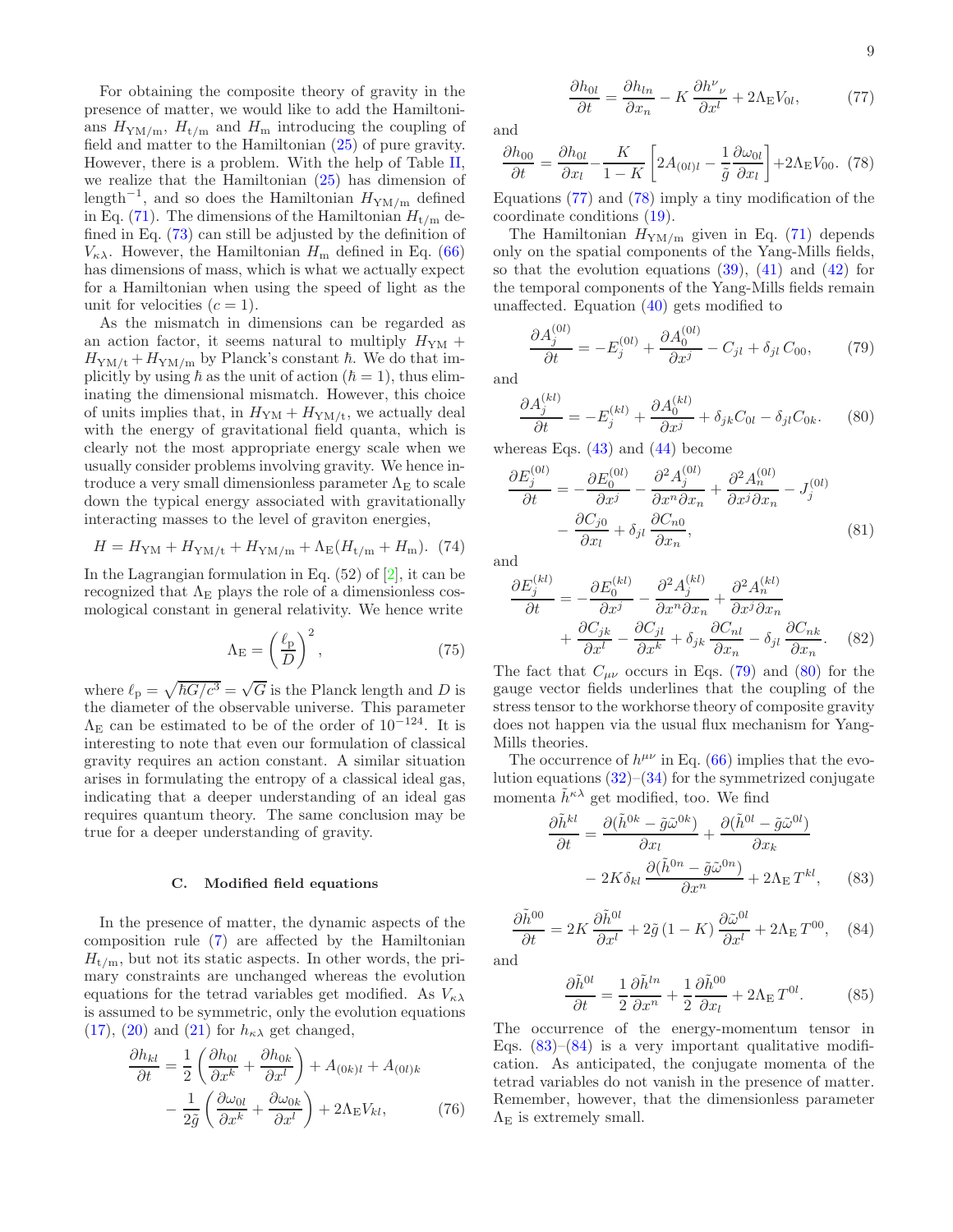For obtaining the composite theory of gravity in the presence of matter, we would like to add the Hamiltonians $H_{\rm YM/m}$, $H_{\rm t/m}$ and $H_{\rm m}$ introducing the coupling of field and matter to the Hamiltonian (25) of pure gravity. However, there is a problem. With the help of Table II, we realize that the Hamiltonian (25) has dimension of length$^{-1}$, and so does the Hamiltonian $H_{\rm YM/m}$ defined in Eq. (71). The dimensions of the Hamiltonian $H_{\rm t/m}$ defined in Eq. (73) can still be adjusted by the definition of $V_{\kappa\lambda}$. However, the Hamiltonian $H_{\rm m}$ defined in Eq. (66) has dimensions of mass, which is what we actually expect for a Hamiltonian when using the speed of light as the unit for velocities ($c = 1$).

As the mismatch in dimensions can be regarded as an action factor, it seems natural to multiply $H_{\rm YM} + H_{\rm YM/t} + H_{\rm YM/m}$ by Planck's constant $\hbar$. We do that implicitly by using $\hbar$ as the unit of action ($\hbar = 1$), thus eliminating the dimensional mismatch. However, this choice of units implies that, in $H_{\rm YM} + H_{\rm YM/t}$, we actually deal with the energy of gravitational field quanta, which is clearly not the most appropriate energy scale when we usually consider problems involving gravity. We hence introduce a very small dimensionless parameter $\Lambda_{\rm E}$ to scale down the typical energy associated with gravitationally interacting masses to the level of graviton energies,

$$H = H_{\rm YM} + H_{\rm YM/t} + H_{\rm YM/m} + \Lambda_{\rm E}(H_{\rm t/m} + H_{\rm m}). \quad (74)$$

In the Lagrangian formulation in Eq. (52) of [2], it can be recognized that $\Lambda_{\rm E}$ plays the role of a dimensionless cosmological constant in general relativity. We hence write

$$\Lambda_{\rm E} = \left(\frac{\ell_{\rm p}}{D}\right)^2, \quad (75)$$

where $\ell_{\rm p} = \sqrt{\hbar G/c^3} = \sqrt{G}$ is the Planck length and $D$ is the diameter of the observable universe. This parameter $\Lambda_{\rm E}$ can be estimated to be of the order of $10^{-124}$. It is interesting to note that even our formulation of classical gravity requires an action constant. A similar situation arises in formulating the entropy of a classical ideal gas, indicating that a deeper understanding of an ideal gas requires quantum theory. The same conclusion may be true for a deeper understanding of gravity.

### C. Modified field equations

In the presence of matter, the dynamic aspects of the composition rule (7) are affected by the Hamiltonian $H_{\rm t/m}$, but not its static aspects. In other words, the primary constraints are unchanged whereas the evolution equations for the tetrad variables get modified. As $V_{\kappa\lambda}$ is assumed to be symmetric, only the evolution equations (17), (20) and (21) for $h_{\kappa\lambda}$ get changed,

$$\frac{\partial h_{kl}}{\partial t} = \frac{1}{2}\left(\frac{\partial h_{0l}}{\partial x^k} + \frac{\partial h_{0k}}{\partial x^l}\right) + A_{(0k)l} + A_{(0l)k} - \frac{1}{2\tilde{g}}\left(\frac{\partial \omega_{0l}}{\partial x^k} + \frac{\partial \omega_{0k}}{\partial x^l}\right) + 2\Lambda_{\rm E} V_{kl}, \quad (76)$$

$$\frac{\partial h_{0l}}{\partial t} = \frac{\partial h_{ln}}{\partial x_n} - K\,\frac{\partial h^{\nu}{}_{\nu}}{\partial x^l} + 2\Lambda_{\rm E} V_{0l}, \quad (77)$$

and

$$\frac{\partial h_{00}}{\partial t} = \frac{\partial h_{0l}}{\partial x_l} - \frac{K}{1-K}\left[2A_{(0l)l} - \frac{1}{\tilde{g}}\frac{\partial \omega_{0l}}{\partial x_l}\right] + 2\Lambda_{\rm E} V_{00}. \quad (78)$$

Equations (77) and (78) imply a tiny modification of the coordinate conditions (19).

The Hamiltonian $H_{\rm YM/m}$ given in Eq. (71) depends only on the spatial components of the Yang-Mills fields, so that the evolution equations (39), (41) and (42) for the temporal components of the Yang-Mills fields remain unaffected. Equation (40) gets modified to

$$\frac{\partial A_j^{(0l)}}{\partial t} = -E_j^{(0l)} + \frac{\partial A_0^{(0l)}}{\partial x^j} - C_{jl} + \delta_{jl}\, C_{00}, \quad (79)$$

and

$$\frac{\partial A_j^{(kl)}}{\partial t} = -E_j^{(kl)} + \frac{\partial A_0^{(kl)}}{\partial x^j} + \delta_{jk} C_{0l} - \delta_{jl} C_{0k}. \quad (80)$$

whereas Eqs. (43) and (44) become

$$\frac{\partial E_j^{(0l)}}{\partial t} = -\frac{\partial E_0^{(0l)}}{\partial x^j} - \frac{\partial^2 A_j^{(0l)}}{\partial x^n \partial x_n} + \frac{\partial^2 A_n^{(0l)}}{\partial x^j \partial x_n} - J_j^{(0l)} - \frac{\partial C_{j0}}{\partial x_l} + \delta_{jl}\,\frac{\partial C_{n0}}{\partial x_n}, \quad (81)$$

and

$$\frac{\partial E_j^{(kl)}}{\partial t} = -\frac{\partial E_0^{(kl)}}{\partial x^j} - \frac{\partial^2 A_j^{(kl)}}{\partial x^n \partial x_n} + \frac{\partial^2 A_n^{(kl)}}{\partial x^j \partial x_n} + \frac{\partial C_{jk}}{\partial x^l} - \frac{\partial C_{jl}}{\partial x^k} + \delta_{jk}\,\frac{\partial C_{nl}}{\partial x_n} - \delta_{jl}\,\frac{\partial C_{nk}}{\partial x_n}. \quad (82)$$

The fact that $C_{\mu\nu}$ occurs in Eqs. (79) and (80) for the gauge vector fields underlines that the coupling of the stress tensor to the workhorse theory of composite gravity does not happen via the usual flux mechanism for Yang-Mills theories.

The occurrence of $h^{\mu\nu}$ in Eq. (66) implies that the evolution equations (32)–(34) for the symmetrized conjugate momenta $\tilde{h}^{\kappa\lambda}$ get modified, too. We find

$$\frac{\partial \tilde{h}^{kl}}{\partial t} = \frac{\partial(\tilde{h}^{0k} - \tilde{g}\tilde{\omega}^{0k})}{\partial x_l} + \frac{\partial(\tilde{h}^{0l} - \tilde{g}\tilde{\omega}^{0l})}{\partial x_k} - 2K\delta_{kl}\,\frac{\partial(\tilde{h}^{0n} - \tilde{g}\tilde{\omega}^{0n})}{\partial x^n} + 2\Lambda_{\rm E}\, T^{kl}, \quad (83)$$

$$\frac{\partial \tilde{h}^{00}}{\partial t} = 2K\,\frac{\partial \tilde{h}^{0l}}{\partial x^l} + 2\tilde{g}\,(1-K)\,\frac{\partial \tilde{\omega}^{0l}}{\partial x^l} + 2\Lambda_{\rm E}\, T^{00}, \quad (84)$$

and

$$\frac{\partial \tilde{h}^{0l}}{\partial t} = \frac{1}{2}\frac{\partial \tilde{h}^{ln}}{\partial x^n} + \frac{1}{2}\frac{\partial \tilde{h}^{00}}{\partial x_l} + 2\Lambda_{\rm E}\, T^{0l}. \quad (85)$$

The occurrence of the energy-momentum tensor in Eqs. (83)–(84) is a very important qualitative modification. As anticipated, the conjugate momenta of the tetrad variables do not vanish in the presence of matter. Remember, however, that the dimensionless parameter $\Lambda_{\rm E}$ is extremely small.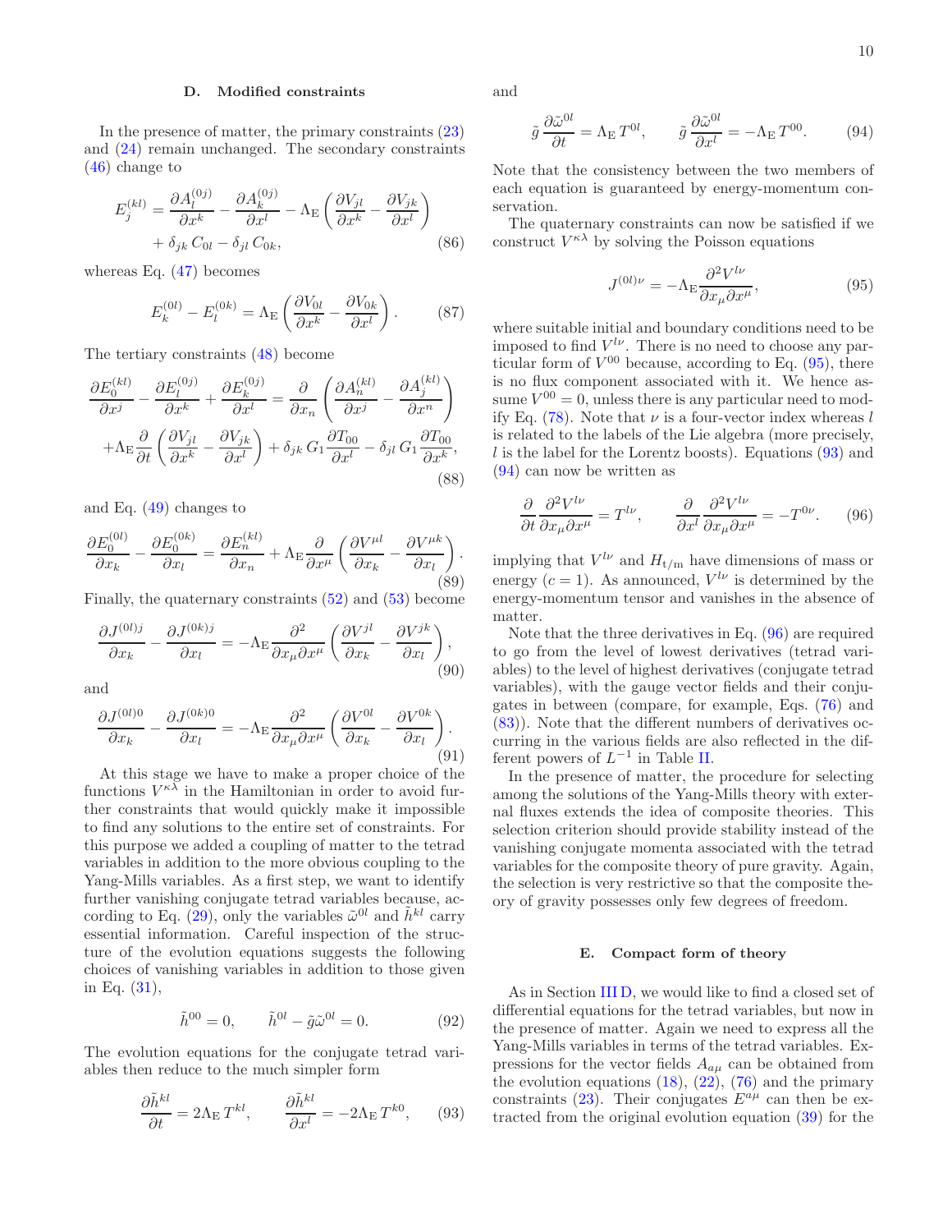### D. Modified constraints

In the presence of matter, the primary constraints (23) and (24) remain unchanged. The secondary constraints (46) change to

$$E^{(kl)}_j = \frac{\partial A^{(0j)}_l}{\partial x^k} - \frac{\partial A^{(0j)}_k}{\partial x^l} - \Lambda_{\rm E} \left( \frac{\partial V_{jl}}{\partial x^k} - \frac{\partial V_{jk}}{\partial x^l} \right) + \delta_{jk}\, C_{0l} - \delta_{jl}\, C_{0k}, \tag{86}$$

whereas Eq. (47) becomes

$$E^{(0l)}_k - E^{(0k)}_l = \Lambda_{\rm E} \left( \frac{\partial V_{0l}}{\partial x^k} - \frac{\partial V_{0k}}{\partial x^l} \right). \tag{87}$$

The tertiary constraints (48) become

$$\frac{\partial E^{(kl)}_0}{\partial x^j} - \frac{\partial E^{(0j)}_l}{\partial x^k} + \frac{\partial E^{(0j)}_k}{\partial x^l} = \frac{\partial}{\partial x_n} \left( \frac{\partial A^{(kl)}_n}{\partial x^j} - \frac{\partial A^{(kl)}_j}{\partial x^n} \right) + \Lambda_{\rm E} \frac{\partial}{\partial t} \left( \frac{\partial V_{jl}}{\partial x^k} - \frac{\partial V_{jk}}{\partial x^l} \right) + \delta_{jk}\, G_1 \frac{\partial T_{00}}{\partial x^l} - \delta_{jl}\, G_1 \frac{\partial T_{00}}{\partial x^k}, \tag{88}$$

and Eq. (49) changes to

$$\frac{\partial E^{(0l)}_0}{\partial x_k} - \frac{\partial E^{(0k)}_0}{\partial x_l} = \frac{\partial E^{(kl)}_n}{\partial x_n} + \Lambda_{\rm E} \frac{\partial}{\partial x^\mu} \left( \frac{\partial V^{\mu l}}{\partial x_k} - \frac{\partial V^{\mu k}}{\partial x_l} \right). \tag{89}$$

Finally, the quaternary constraints (52) and (53) become

$$\frac{\partial J^{(0l)j}}{\partial x_k} - \frac{\partial J^{(0k)j}}{\partial x_l} = -\Lambda_{\rm E} \frac{\partial^2}{\partial x_\mu \partial x^\mu} \left( \frac{\partial V^{jl}}{\partial x_k} - \frac{\partial V^{jk}}{\partial x_l} \right), \tag{90}$$

and

$$\frac{\partial J^{(0l)0}}{\partial x_k} - \frac{\partial J^{(0k)0}}{\partial x_l} = -\Lambda_{\rm E} \frac{\partial^2}{\partial x_\mu \partial x^\mu} \left( \frac{\partial V^{0l}}{\partial x_k} - \frac{\partial V^{0k}}{\partial x_l} \right). \tag{91}$$

At this stage we have to make a proper choice of the functions $V^{\kappa\lambda}$ in the Hamiltonian in order to avoid further constraints that would quickly make it impossible to find any solutions to the entire set of constraints. For this purpose we added a coupling of matter to the tetrad variables in addition to the more obvious coupling to the Yang-Mills variables. As a first step, we want to identify further vanishing conjugate tetrad variables because, according to Eq. (29), only the variables $\tilde{\omega}^{0l}$ and $\tilde{h}^{kl}$ carry essential information. Careful inspection of the structure of the evolution equations suggests the following choices of vanishing variables in addition to those given in Eq. (31),

$$\tilde{h}^{00} = 0, \qquad \tilde{h}^{0l} - \tilde{g}\tilde{\omega}^{0l} = 0. \tag{92}$$

The evolution equations for the conjugate tetrad variables then reduce to the much simpler form

$$\frac{\partial \tilde{h}^{kl}}{\partial t} = 2\Lambda_{\rm E}\, T^{kl}, \qquad \frac{\partial \tilde{h}^{kl}}{\partial x^l} = -2\Lambda_{\rm E}\, T^{k0}, \tag{93}$$

and

$$\tilde{g}\, \frac{\partial \tilde{\omega}^{0l}}{\partial t} = \Lambda_{\rm E}\, T^{0l}, \qquad \tilde{g}\, \frac{\partial \tilde{\omega}^{0l}}{\partial x^l} = -\Lambda_{\rm E}\, T^{00}. \tag{94}$$

Note that the consistency between the two members of each equation is guaranteed by energy-momentum conservation.

The quaternary constraints can now be satisfied if we construct $V^{\kappa\lambda}$ by solving the Poisson equations

$$J^{(0l)\nu} = -\Lambda_{\rm E} \frac{\partial^2 V^{l\nu}}{\partial x_\mu \partial x^\mu}, \tag{95}$$

where suitable initial and boundary conditions need to be imposed to find $V^{l\nu}$. There is no need to choose any particular form of $V^{00}$ because, according to Eq. (95), there is no flux component associated with it. We hence assume $V^{00} = 0$, unless there is any particular need to modify Eq. (78). Note that $\nu$ is a four-vector index whereas $l$ is related to the labels of the Lie algebra (more precisely, $l$ is the label for the Lorentz boosts). Equations (93) and (94) can now be written as

$$\frac{\partial}{\partial t} \frac{\partial^2 V^{l\nu}}{\partial x_\mu \partial x^\mu} = T^{l\nu}, \qquad \frac{\partial}{\partial x^l} \frac{\partial^2 V^{l\nu}}{\partial x_\mu \partial x^\mu} = -T^{0\nu}. \tag{96}$$

implying that $V^{l\nu}$ and $H_{\rm t/m}$ have dimensions of mass or energy ($c = 1$). As announced, $V^{l\nu}$ is determined by the energy-momentum tensor and vanishes in the absence of matter.

Note that the three derivatives in Eq. (96) are required to go from the level of lowest derivatives (tetrad variables) to the level of highest derivatives (conjugate tetrad variables), with the gauge vector fields and their conjugates in between (compare, for example, Eqs. (76) and (83)). Note that the different numbers of derivatives occurring in the various fields are also reflected in the different powers of $L^{-1}$ in Table II.

In the presence of matter, the procedure for selecting among the solutions of the Yang-Mills theory with external fluxes extends the idea of composite theories. This selection criterion should provide stability instead of the vanishing conjugate momenta associated with the tetrad variables for the composite theory of pure gravity. Again, the selection is very restrictive so that the composite theory of gravity possesses only few degrees of freedom.

### E. Compact form of theory

As in Section III D, we would like to find a closed set of differential equations for the tetrad variables, but now in the presence of matter. Again we need to express all the Yang-Mills variables in terms of the tetrad variables. Expressions for the vector fields $A_{a\mu}$ can be obtained from the evolution equations (18), (22), (76) and the primary constraints (23). Their conjugates $E^{a\mu}$ can then be extracted from the original evolution equation (39) for the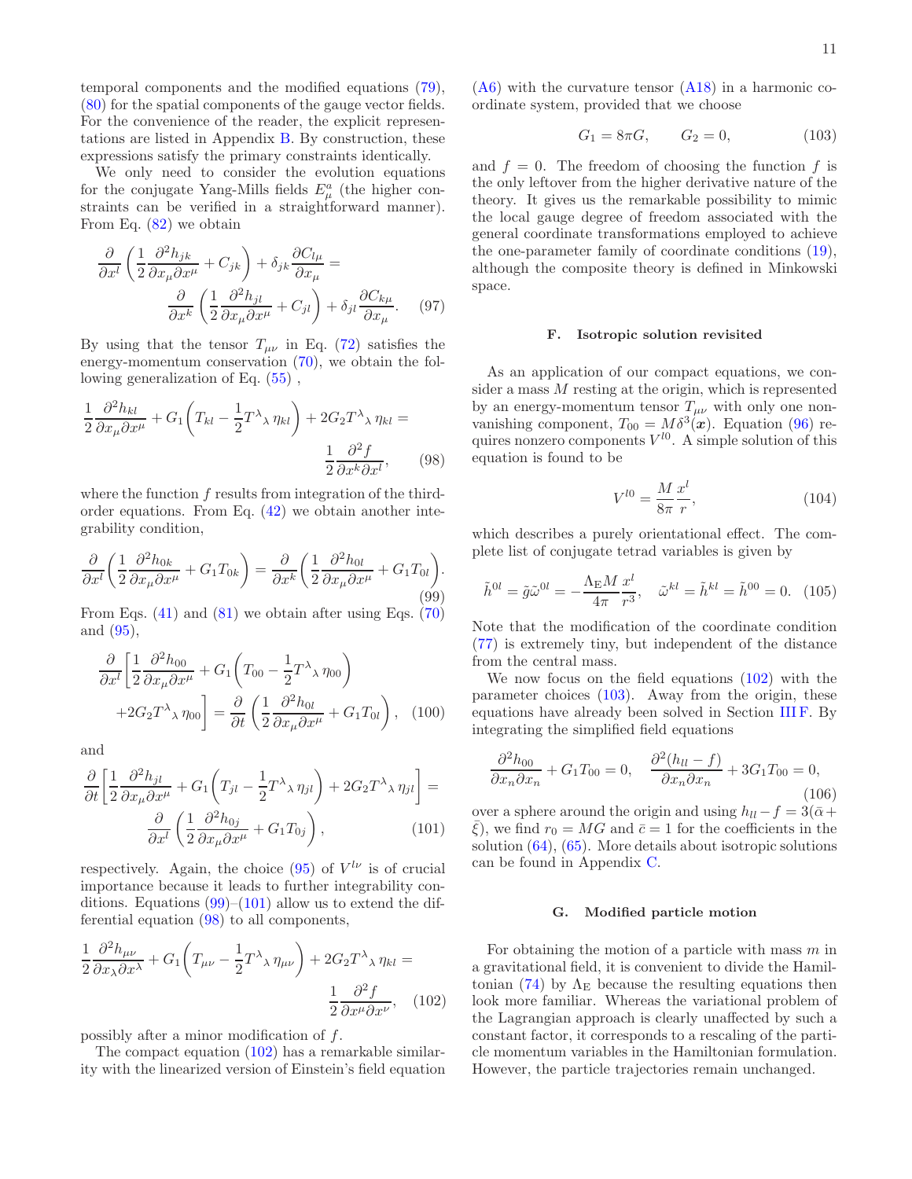temporal components and the modified equations (79), (80) for the spatial components of the gauge vector fields. For the convenience of the reader, the explicit representations are listed in Appendix B. By construction, these expressions satisfy the primary constraints identically.

We only need to consider the evolution equations for the conjugate Yang-Mills fields $E^a_\mu$ (the higher constraints can be verified in a straightforward manner). From Eq. (82) we obtain

$$\frac{\partial}{\partial x^l}\left(\frac{1}{2}\frac{\partial^2 h_{jk}}{\partial x_\mu \partial x^\mu} + C_{jk}\right) + \delta_{jk}\frac{\partial C_{l\mu}}{\partial x_\mu} = \frac{\partial}{\partial x^k}\left(\frac{1}{2}\frac{\partial^2 h_{jl}}{\partial x_\mu \partial x^\mu} + C_{jl}\right) + \delta_{jl}\frac{\partial C_{k\mu}}{\partial x_\mu}. \quad (97)$$

By using that the tensor $T_{\mu\nu}$ in Eq. (72) satisfies the energy-momentum conservation (70), we obtain the following generalization of Eq. (55) ,

$$\frac{1}{2}\frac{\partial^2 h_{kl}}{\partial x_\mu \partial x^\mu} + G_1\left(T_{kl} - \frac{1}{2}T^\lambda{}_\lambda\,\eta_{kl}\right) + 2G_2 T^\lambda{}_\lambda\,\eta_{kl} = \frac{1}{2}\frac{\partial^2 f}{\partial x^k \partial x^l}, \quad (98)$$

where the function $f$ results from integration of the third-order equations. From Eq. (42) we obtain another integrability condition,

$$\frac{\partial}{\partial x^l}\left(\frac{1}{2}\frac{\partial^2 h_{0k}}{\partial x_\mu \partial x^\mu} + G_1 T_{0k}\right) = \frac{\partial}{\partial x^k}\left(\frac{1}{2}\frac{\partial^2 h_{0l}}{\partial x_\mu \partial x^\mu} + G_1 T_{0l}\right). \quad (99)$$

From Eqs. (41) and (81) we obtain after using Eqs. (70) and (95),

$$\frac{\partial}{\partial x^l}\left[\frac{1}{2}\frac{\partial^2 h_{00}}{\partial x_\mu \partial x^\mu} + G_1\left(T_{00} - \frac{1}{2}T^\lambda{}_\lambda\,\eta_{00}\right) + 2G_2 T^\lambda{}_\lambda\,\eta_{00}\right] = \frac{\partial}{\partial t}\left(\frac{1}{2}\frac{\partial^2 h_{0l}}{\partial x_\mu \partial x^\mu} + G_1 T_{0l}\right), \quad (100)$$

and

$$\frac{\partial}{\partial t}\left[\frac{1}{2}\frac{\partial^2 h_{jl}}{\partial x_\mu \partial x^\mu} + G_1\left(T_{jl} - \frac{1}{2}T^\lambda{}_\lambda\,\eta_{jl}\right) + 2G_2 T^\lambda{}_\lambda\,\eta_{jl}\right] = \frac{\partial}{\partial x^l}\left(\frac{1}{2}\frac{\partial^2 h_{0j}}{\partial x_\mu \partial x^\mu} + G_1 T_{0j}\right), \quad (101)$$

respectively. Again, the choice (95) of $V^{l\nu}$ is of crucial importance because it leads to further integrability conditions. Equations (99)–(101) allow us to extend the differential equation (98) to all components,

$$\frac{1}{2}\frac{\partial^2 h_{\mu\nu}}{\partial x_\lambda \partial x^\lambda} + G_1\left(T_{\mu\nu} - \frac{1}{2}T^\lambda{}_\lambda\,\eta_{\mu\nu}\right) + 2G_2 T^\lambda{}_\lambda\,\eta_{kl} = \frac{1}{2}\frac{\partial^2 f}{\partial x^\mu \partial x^\nu}, \quad (102)$$

possibly after a minor modification of $f$.

The compact equation (102) has a remarkable similarity with the linearized version of Einstein's field equation (A6) with the curvature tensor (A18) in a harmonic coordinate system, provided that we choose

$$G_1 = 8\pi G, \qquad G_2 = 0, \quad (103)$$

and $f = 0$. The freedom of choosing the function $f$ is the only leftover from the higher derivative nature of the theory. It gives us the remarkable possibility to mimic the local gauge degree of freedom associated with the general coordinate transformations employed to achieve the one-parameter family of coordinate conditions (19), although the composite theory is defined in Minkowski space.

### F. Isotropic solution revisited

As an application of our compact equations, we consider a mass $M$ resting at the origin, which is represented by an energy-momentum tensor $T_{\mu\nu}$ with only one nonvanishing component, $T_{00} = M\delta^3(\boldsymbol{x})$. Equation (96) requires nonzero components $V^{l0}$. A simple solution of this equation is found to be

$$V^{l0} = \frac{M}{8\pi}\frac{x^l}{r}, \quad (104)$$

which describes a purely orientational effect. The complete list of conjugate tetrad variables is given by

$$\tilde{h}^{0l} = \tilde{g}\tilde{\omega}^{0l} = -\frac{\Lambda_{\rm E} M}{4\pi}\frac{x^l}{r^3}, \quad \tilde{\omega}^{kl} = \tilde{h}^{kl} = \tilde{h}^{00} = 0. \quad (105)$$

Note that the modification of the coordinate condition (77) is extremely tiny, but independent of the distance from the central mass.

We now focus on the field equations (102) with the parameter choices (103). Away from the origin, these equations have already been solved in Section III F. By integrating the simplified field equations

$$\frac{\partial^2 h_{00}}{\partial x_n \partial x_n} + G_1 T_{00} = 0, \quad \frac{\partial^2 (h_{ll} - f)}{\partial x_n \partial x_n} + 3G_1 T_{00} = 0, \quad (106)$$

over a sphere around the origin and using $h_{ll} - f = 3(\bar{\alpha} + \bar{\xi})$, we find $r_0 = MG$ and $\bar{c} = 1$ for the coefficients in the solution (64), (65). More details about isotropic solutions can be found in Appendix C.

### G. Modified particle motion

For obtaining the motion of a particle with mass $m$ in a gravitational field, it is convenient to divide the Hamiltonian (74) by $\Lambda_{\rm E}$ because the resulting equations then look more familiar. Whereas the variational problem of the Lagrangian approach is clearly unaffected by such a constant factor, it corresponds to a rescaling of the particle momentum variables in the Hamiltonian formulation. However, the particle trajectories remain unchanged.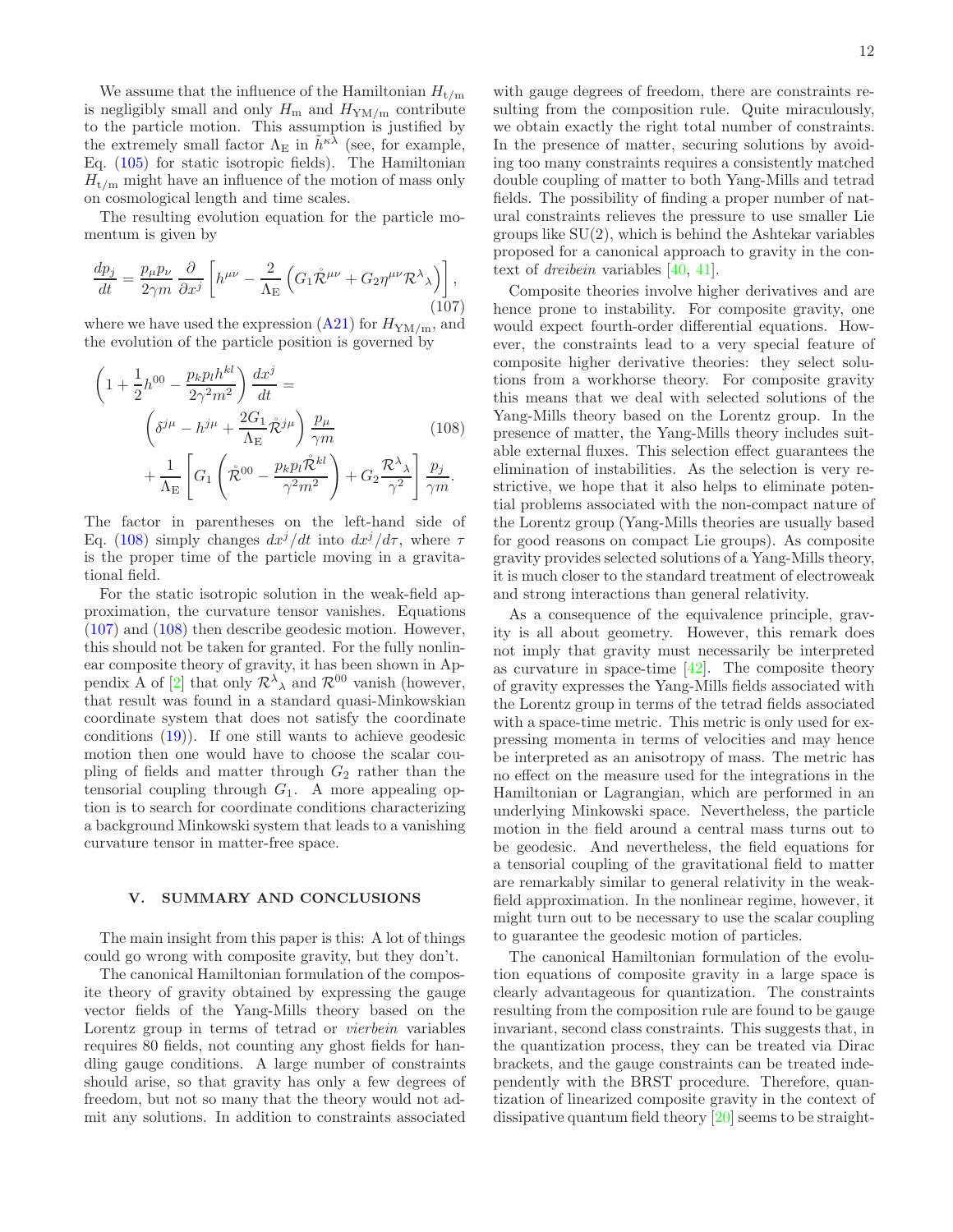We assume that the influence of the Hamiltonian $H_{\rm t/m}$ is negligibly small and only $H_{\rm m}$ and $H_{\rm YM/m}$ contribute to the particle motion. This assumption is justified by the extremely small factor $\Lambda_{\rm E}$ in $\tilde{h}^{\kappa\lambda}$ (see, for example, Eq. (105) for static isotropic fields). The Hamiltonian $H_{\rm t/m}$ might have an influence of the motion of mass only on cosmological length and time scales.

The resulting evolution equation for the particle momentum is given by

$$\frac{dp_j}{dt} = \frac{p_\mu p_\nu}{2\gamma m} \frac{\partial}{\partial x^j} \left[ h^{\mu\nu} - \frac{2}{\Lambda_{\rm E}} \left( G_1 \mathring{\mathcal{R}}^{\mu\nu} + G_2 \eta^{\mu\nu} \mathcal{R}^\lambda{}_\lambda \right) \right], \tag{107}$$

where we have used the expression (A21) for $H_{\rm YM/m}$, and the evolution of the particle position is governed by

$$\begin{aligned} \left( 1 + \frac{1}{2} h^{00} - \frac{p_k p_l h^{kl}}{2\gamma^2 m^2} \right) \frac{dx^j}{dt} = \\ \left( \delta^{j\mu} - h^{j\mu} + \frac{2G_1}{\Lambda_{\rm E}} \mathring{\mathcal{R}}^{j\mu} \right) \frac{p_\mu}{\gamma m} \\ + \frac{1}{\Lambda_{\rm E}} \left[ G_1 \left( \mathring{\mathcal{R}}^{00} - \frac{p_k p_l \mathring{\mathcal{R}}^{kl}}{\gamma^2 m^2} \right) + G_2 \frac{\mathcal{R}^\lambda{}_\lambda}{\gamma^2} \right] \frac{p_j}{\gamma m}. \end{aligned} \tag{108}$$

The factor in parentheses on the left-hand side of Eq. (108) simply changes $dx^j/dt$ into $dx^j/d\tau$, where $\tau$ is the proper time of the particle moving in a gravitational field.

For the static isotropic solution in the weak-field approximation, the curvature tensor vanishes. Equations (107) and (108) then describe geodesic motion. However, this should not be taken for granted. For the fully nonlinear composite theory of gravity, it has been shown in Appendix A of [2] that only $\mathcal{R}^\lambda{}_\lambda$ and $\mathcal{R}^{00}$ vanish (however, that result was found in a standard quasi-Minkowskian coordinate system that does not satisfy the coordinate conditions (19)). If one still wants to achieve geodesic motion then one would have to choose the scalar coupling of fields and matter through $G_2$ rather than the tensorial coupling through $G_1$. A more appealing option is to search for coordinate conditions characterizing a background Minkowski system that leads to a vanishing curvature tensor in matter-free space.

## V. SUMMARY AND CONCLUSIONS

The main insight from this paper is this: A lot of things could go wrong with composite gravity, but they don't.

The canonical Hamiltonian formulation of the composite theory of gravity obtained by expressing the gauge vector fields of the Yang-Mills theory based on the Lorentz group in terms of tetrad or *vierbein* variables requires 80 fields, not counting any ghost fields for handling gauge conditions. A large number of constraints should arise, so that gravity has only a few degrees of freedom, but not so many that the theory would not admit any solutions. In addition to constraints associated with gauge degrees of freedom, there are constraints resulting from the composition rule. Quite miraculously, we obtain exactly the right total number of constraints. In the presence of matter, securing solutions by avoiding too many constraints requires a consistently matched double coupling of matter to both Yang-Mills and tetrad fields. The possibility of finding a proper number of natural constraints relieves the pressure to use smaller Lie groups like SU(2), which is behind the Ashtekar variables proposed for a canonical approach to gravity in the context of *dreibein* variables [40, 41].

Composite theories involve higher derivatives and are hence prone to instability. For composite gravity, one would expect fourth-order differential equations. However, the constraints lead to a very special feature of composite higher derivative theories: they select solutions from a workhorse theory. For composite gravity this means that we deal with selected solutions of the Yang-Mills theory based on the Lorentz group. In the presence of matter, the Yang-Mills theory includes suitable external fluxes. This selection effect guarantees the elimination of instabilities. As the selection is very restrictive, we hope that it also helps to eliminate potential problems associated with the non-compact nature of the Lorentz group (Yang-Mills theories are usually based for good reasons on compact Lie groups). As composite gravity provides selected solutions of a Yang-Mills theory, it is much closer to the standard treatment of electroweak and strong interactions than general relativity.

As a consequence of the equivalence principle, gravity is all about geometry. However, this remark does not imply that gravity must necessarily be interpreted as curvature in space-time [42]. The composite theory of gravity expresses the Yang-Mills fields associated with the Lorentz group in terms of the tetrad fields associated with a space-time metric. This metric is only used for expressing momenta in terms of velocities and may hence be interpreted as an anisotropy of mass. The metric has no effect on the measure used for the integrations in the Hamiltonian or Lagrangian, which are performed in an underlying Minkowski space. Nevertheless, the particle motion in the field around a central mass turns out to be geodesic. And nevertheless, the field equations for a tensorial coupling of the gravitational field to matter are remarkably similar to general relativity in the weak-field approximation. In the nonlinear regime, however, it might turn out to be necessary to use the scalar coupling to guarantee the geodesic motion of particles.

The canonical Hamiltonian formulation of the evolution equations of composite gravity in a large space is clearly advantageous for quantization. The constraints resulting from the composition rule are found to be gauge invariant, second class constraints. This suggests that, in the quantization process, they can be treated via Dirac brackets, and the gauge constraints can be treated independently with the BRST procedure. Therefore, quantization of linearized composite gravity in the context of dissipative quantum field theory [20] seems to be straight-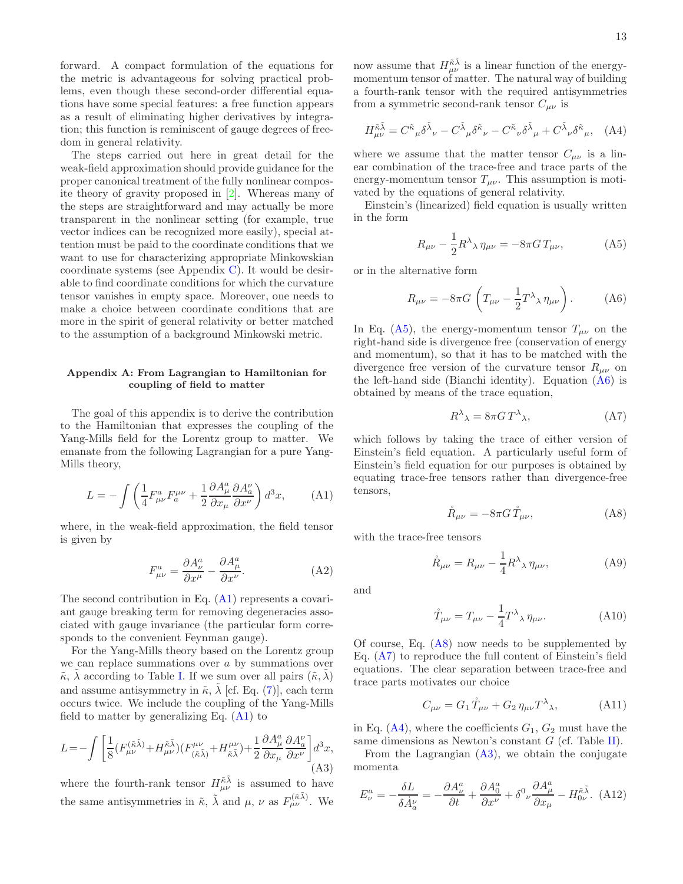forward. A compact formulation of the equations for the metric is advantageous for solving practical problems, even though these second-order differential equations have some special features: a free function appears as a result of eliminating higher derivatives by integration; this function is reminiscent of gauge degrees of freedom in general relativity.

The steps carried out here in great detail for the weak-field approximation should provide guidance for the proper canonical treatment of the fully nonlinear composite theory of gravity proposed in [2]. Whereas many of the steps are straightforward and may actually be more transparent in the nonlinear setting (for example, true vector indices can be recognized more easily), special attention must be paid to the coordinate conditions that we want to use for characterizing appropriate Minkowskian coordinate systems (see Appendix C). It would be desirable to find coordinate conditions for which the curvature tensor vanishes in empty space. Moreover, one needs to make a choice between coordinate conditions that are more in the spirit of general relativity or better matched to the assumption of a background Minkowski metric.

## Appendix A: From Lagrangian to Hamiltonian for coupling of field to matter

The goal of this appendix is to derive the contribution to the Hamiltonian that expresses the coupling of the Yang-Mills field for the Lorentz group to matter. We emanate from the following Lagrangian for a pure Yang-Mills theory,

$$L = -\int \left( \frac{1}{4} F^a_{\mu\nu} F^{\mu\nu}_a + \frac{1}{2} \frac{\partial A^a_\mu}{\partial x_\mu} \frac{\partial A^\nu_a}{\partial x^\nu} \right) d^3x, \tag{A1}$$

where, in the weak-field approximation, the field tensor is given by

$$F^a_{\mu\nu} = \frac{\partial A^a_\nu}{\partial x^\mu} - \frac{\partial A^a_\mu}{\partial x^\nu}. \tag{A2}$$

The second contribution in Eq. (A1) represents a covariant gauge breaking term for removing degeneracies associated with gauge invariance (the particular form corresponds to the convenient Feynman gauge).

For the Yang-Mills theory based on the Lorentz group we can replace summations over $a$ by summations over $\tilde{\kappa}$, $\tilde{\lambda}$ according to Table I. If we sum over all pairs $(\tilde{\kappa}, \tilde{\lambda})$ and assume antisymmetry in $\tilde{\kappa}$, $\tilde{\lambda}$ [cf. Eq. (7)], each term occurs twice. We include the coupling of the Yang-Mills field to matter by generalizing Eq. (A1) to

$$L = -\int \left[ \frac{1}{8} (F^{(\tilde{\kappa}\tilde{\lambda})}_{\mu\nu} + H^{\tilde{\kappa}\tilde{\lambda}}_{\mu\nu})(F^{\mu\nu}_{(\tilde{\kappa}\tilde{\lambda})} + H^{\mu\nu}_{\tilde{\kappa}\tilde{\lambda}}) + \frac{1}{2} \frac{\partial A^a_\mu}{\partial x_\mu} \frac{\partial A^\nu_a}{\partial x^\nu} \right] d^3x, \tag{A3}$$

where the fourth-rank tensor $H^{\tilde{\kappa}\tilde{\lambda}}_{\mu\nu}$ is assumed to have the same antisymmetries in $\tilde{\kappa}$, $\tilde{\lambda}$ and $\mu$, $\nu$ as $F^{(\tilde{\kappa}\tilde{\lambda})}_{\mu\nu}$. We now assume that $H^{\tilde{\kappa}\tilde{\lambda}}_{\mu\nu}$ is a linear function of the energy-momentum tensor of matter. The natural way of building a fourth-rank tensor with the required antisymmetries from a symmetric second-rank tensor $C_{\mu\nu}$ is

$$H^{\tilde{\kappa}\tilde{\lambda}}_{\mu\nu} = C^{\tilde{\kappa}}{}_\mu \delta^{\tilde{\lambda}}{}_\nu - C^{\tilde{\lambda}}{}_\mu \delta^{\tilde{\kappa}}{}_\nu - C^{\tilde{\kappa}}{}_\nu \delta^{\tilde{\lambda}}{}_\mu + C^{\tilde{\lambda}}{}_\nu \delta^{\tilde{\kappa}}{}_\mu, \tag{A4}$$

where we assume that the matter tensor $C_{\mu\nu}$ is a linear combination of the trace-free and trace parts of the energy-momentum tensor $T_{\mu\nu}$. This assumption is motivated by the equations of general relativity.

Einstein's (linearized) field equation is usually written in the form

$$R_{\mu\nu} - \frac{1}{2} R^\lambda{}_\lambda \, \eta_{\mu\nu} = -8\pi G \, T_{\mu\nu}, \tag{A5}$$

or in the alternative form

$$R_{\mu\nu} = -8\pi G \left( T_{\mu\nu} - \frac{1}{2} T^\lambda{}_\lambda \, \eta_{\mu\nu} \right). \tag{A6}$$

In Eq. (A5), the energy-momentum tensor $T_{\mu\nu}$ on the right-hand side is divergence free (conservation of energy and momentum), so that it has to be matched with the divergence free version of the curvature tensor $R_{\mu\nu}$ on the left-hand side (Bianchi identity). Equation (A6) is obtained by means of the trace equation,

$$R^\lambda{}_\lambda = 8\pi G \, T^\lambda{}_\lambda, \tag{A7}$$

which follows by taking the trace of either version of Einstein's field equation. A particularly useful form of Einstein's field equation for our purposes is obtained by equating trace-free tensors rather than divergence-free tensors,

$$\mathring{R}_{\mu\nu} = -8\pi G \, \mathring{T}_{\mu\nu}, \tag{A8}$$

with the trace-free tensors

$$\mathring{R}_{\mu\nu} = R_{\mu\nu} - \frac{1}{4} R^\lambda{}_\lambda \, \eta_{\mu\nu}, \tag{A9}$$

and

$$\mathring{T}_{\mu\nu} = T_{\mu\nu} - \frac{1}{4} T^\lambda{}_\lambda \, \eta_{\mu\nu}. \tag{A10}$$

Of course, Eq. (A8) now needs to be supplemented by Eq. (A7) to reproduce the full content of Einstein's field equations. The clear separation between trace-free and trace parts motivates our choice

$$C_{\mu\nu} = G_1 \, \mathring{T}_{\mu\nu} + G_2 \, \eta_{\mu\nu} T^\lambda{}_\lambda, \tag{A11}$$

in Eq. (A4), where the coefficients $G_1$, $G_2$ must have the same dimensions as Newton's constant $G$ (cf. Table II).

From the Lagrangian (A3), we obtain the conjugate momenta

$$E^a_\nu = -\frac{\delta L}{\delta \dot{A}^\nu_a} = -\frac{\partial A^a_\nu}{\partial t} + \frac{\partial A^a_0}{\partial x^\nu} + \delta^0{}_\nu \frac{\partial A^a_\mu}{\partial x_\mu} - H^{\tilde{\kappa}\tilde{\lambda}}_{0\nu}. \tag{A12}$$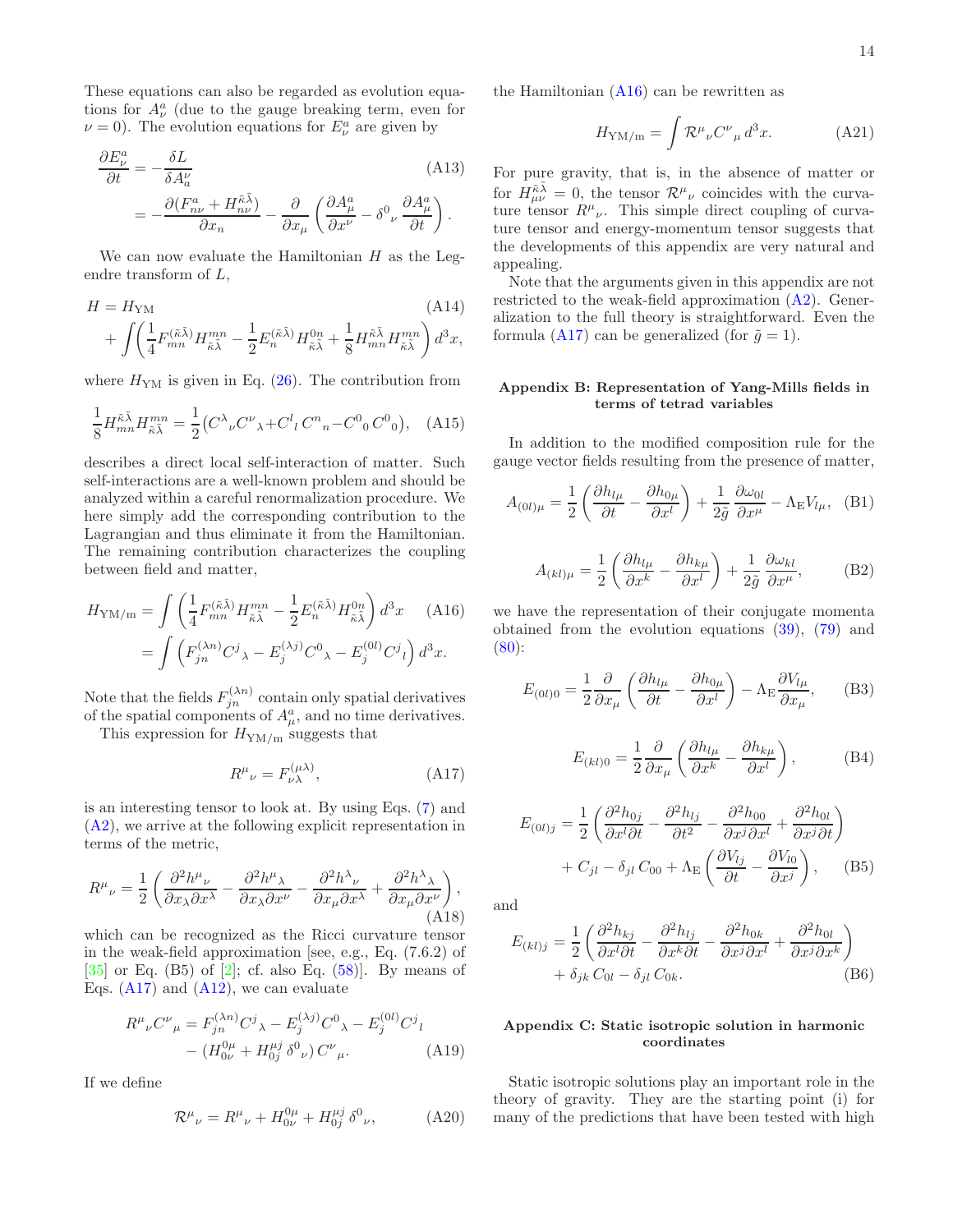These equations can also be regarded as evolution equations for $A^a_\nu$ (due to the gauge breaking term, even for $\nu = 0$). The evolution equations for $E^a_\nu$ are given by

$$
\begin{aligned}
\frac{\partial E^a_\nu}{\partial t} &= -\frac{\delta L}{\delta A^\nu_a} \qquad\qquad (A13)\\
&= -\frac{\partial (F^a_{n\nu} + H^{\tilde\kappa\tilde\lambda}_{n\nu})}{\partial x_n} - \frac{\partial}{\partial x_\mu}\left(\frac{\partial A^a_\mu}{\partial x^\nu} - \delta^0{}_\nu \frac{\partial A^a_\mu}{\partial t}\right).
\end{aligned}
$$

We can now evaluate the Hamiltonian $H$ as the Legendre transform of $L$,

$$
\begin{aligned}
H &= H_{\rm YM} \qquad\qquad (A14)\\
&+ \int\left(\frac{1}{4}F^{(\tilde\kappa\tilde\lambda)}_{mn} H^{mn}_{\tilde\kappa\tilde\lambda} - \frac{1}{2}E^{(\tilde\kappa\tilde\lambda)}_n H^{0n}_{\tilde\kappa\tilde\lambda} + \frac{1}{8}H^{\tilde\kappa\tilde\lambda}_{mn} H^{mn}_{\tilde\kappa\tilde\lambda}\right) d^3x,
\end{aligned}
$$

where $H_{\rm YM}$ is given in Eq. (26). The contribution from

$$
\frac{1}{8}H^{\tilde\kappa\tilde\lambda}_{mn} H^{mn}_{\tilde\kappa\tilde\lambda} = \frac{1}{2}\big(C^\lambda{}_\nu C^\nu{}_\lambda + C^l{}_l\, C^n{}_n - C^0{}_0\, C^0{}_0\big), \quad (A15)
$$

describes a direct local self-interaction of matter. Such self-interactions are a well-known problem and should be analyzed within a careful renormalization procedure. We here simply add the corresponding contribution to the Lagrangian and thus eliminate it from the Hamiltonian. The remaining contribution characterizes the coupling between field and matter,

$$
\begin{aligned}
H_{\rm YM/m} &= \int\left(\frac{1}{4}F^{(\tilde\kappa\tilde\lambda)}_{mn} H^{mn}_{\tilde\kappa\tilde\lambda} - \frac{1}{2}E^{(\tilde\kappa\tilde\lambda)}_n H^{0n}_{\tilde\kappa\tilde\lambda}\right) d^3x \qquad (A16)\\
&= \int\left(F^{(\lambda n)}_{jn} C^j{}_\lambda - E^{(\lambda j)}_j C^0{}_\lambda - E^{(0l)}_j C^j{}_l\right) d^3x.
\end{aligned}
$$

Note that the fields $F^{(\lambda n)}_{jn}$ contain only spatial derivatives of the spatial components of $A^a_\mu$, and no time derivatives.

This expression for $H_{\rm YM/m}$ suggests that

$$
R^\mu{}_\nu = F^{(\mu\lambda)}_{\nu\lambda}, \qquad (A17)
$$

is an interesting tensor to look at. By using Eqs. (7) and (A2), we arrive at the following explicit representation in terms of the metric,

$$
R^\mu{}_\nu = \frac{1}{2}\left(\frac{\partial^2 h^\mu{}_\nu}{\partial x_\lambda \partial x^\lambda} - \frac{\partial^2 h^\mu{}_\lambda}{\partial x_\lambda \partial x^\nu} - \frac{\partial^2 h^\lambda{}_\nu}{\partial x_\mu \partial x^\lambda} + \frac{\partial^2 h^\lambda{}_\lambda}{\partial x_\mu \partial x^\nu}\right), \qquad (A18)
$$

which can be recognized as the Ricci curvature tensor in the weak-field approximation [see, e.g., Eq. (7.6.2) of [35] or Eq. (B5) of [2]; cf. also Eq. (58)]. By means of Eqs. (A17) and (A12), we can evaluate

$$
\begin{aligned}
R^\mu{}_\nu C^\nu{}_\mu &= F^{(\lambda n)}_{jn} C^j{}_\lambda - E^{(\lambda j)}_j C^0{}_\lambda - E^{(0l)}_j C^j{}_l\\
&- \left(H^{0\mu}_{0\nu} + H^{\mu j}_{0j}\,\delta^0{}_\nu\right) C^\nu{}_\mu. \qquad (A19)
\end{aligned}
$$

If we define

$$
\mathcal{R}^\mu{}_\nu = R^\mu{}_\nu + H^{0\mu}_{0\nu} + H^{\mu j}_{0j}\,\delta^0{}_\nu, \qquad (A20)
$$

the Hamiltonian (A16) can be rewritten as

$$
H_{\rm YM/m} = \int \mathcal{R}^\mu{}_\nu C^\nu{}_\mu\, d^3x. \qquad (A21)
$$

For pure gravity, that is, in the absence of matter or for $H^{\tilde\kappa\tilde\lambda}_{\mu\nu} = 0$, the tensor $\mathcal{R}^\mu{}_\nu$ coincides with the curvature tensor $R^\mu{}_\nu$. This simple direct coupling of curvature tensor and energy-momentum tensor suggests that the developments of this appendix are very natural and appealing.

Note that the arguments given in this appendix are not restricted to the weak-field approximation (A2). Generalization to the full theory is straightforward. Even the formula (A17) can be generalized (for $\tilde g = 1$).

## Appendix B: Representation of Yang-Mills fields in terms of tetrad variables

In addition to the modified composition rule for the gauge vector fields resulting from the presence of matter,

$$
A_{(0l)\mu} = \frac{1}{2}\left(\frac{\partial h_{l\mu}}{\partial t} - \frac{\partial h_{0\mu}}{\partial x^l}\right) + \frac{1}{2\tilde g}\frac{\partial \omega_{0l}}{\partial x^\mu} - \Lambda_{\rm E} V_{l\mu}, \quad (B1)
$$

$$
A_{(kl)\mu} = \frac{1}{2}\left(\frac{\partial h_{l\mu}}{\partial x^k} - \frac{\partial h_{k\mu}}{\partial x^l}\right) + \frac{1}{2\tilde g}\frac{\partial \omega_{kl}}{\partial x^\mu}, \qquad (B2)
$$

we have the representation of their conjugate momenta obtained from the evolution equations (39), (79) and (80):

$$
E_{(0l)0} = \frac{1}{2}\frac{\partial}{\partial x_\mu}\left(\frac{\partial h_{l\mu}}{\partial t} - \frac{\partial h_{0\mu}}{\partial x^l}\right) - \Lambda_{\rm E}\frac{\partial V_{l\mu}}{\partial x_\mu}, \qquad (B3)
$$

$$
E_{(kl)0} = \frac{1}{2}\frac{\partial}{\partial x_\mu}\left(\frac{\partial h_{l\mu}}{\partial x^k} - \frac{\partial h_{k\mu}}{\partial x^l}\right), \qquad (B4)
$$

$$
\begin{aligned}
E_{(0l)j} &= \frac{1}{2}\left(\frac{\partial^2 h_{0j}}{\partial x^l \partial t} - \frac{\partial^2 h_{lj}}{\partial t^2} - \frac{\partial^2 h_{00}}{\partial x^j \partial x^l} + \frac{\partial^2 h_{0l}}{\partial x^j \partial t}\right)\\
&+ C_{jl} - \delta_{jl}\, C_{00} + \Lambda_{\rm E}\left(\frac{\partial V_{lj}}{\partial t} - \frac{\partial V_{l0}}{\partial x^j}\right), \qquad (B5)
\end{aligned}
$$

and

$$
\begin{aligned}
E_{(kl)j} &= \frac{1}{2}\left(\frac{\partial^2 h_{kj}}{\partial x^l \partial t} - \frac{\partial^2 h_{lj}}{\partial x^k \partial t} - \frac{\partial^2 h_{0k}}{\partial x^j \partial x^l} + \frac{\partial^2 h_{0l}}{\partial x^j \partial x^k}\right)\\
&+ \delta_{jk}\, C_{0l} - \delta_{jl}\, C_{0k}. \qquad (B6)
\end{aligned}
$$

## Appendix C: Static isotropic solution in harmonic coordinates

Static isotropic solutions play an important role in the theory of gravity. They are the starting point (i) for many of the predictions that have been tested with high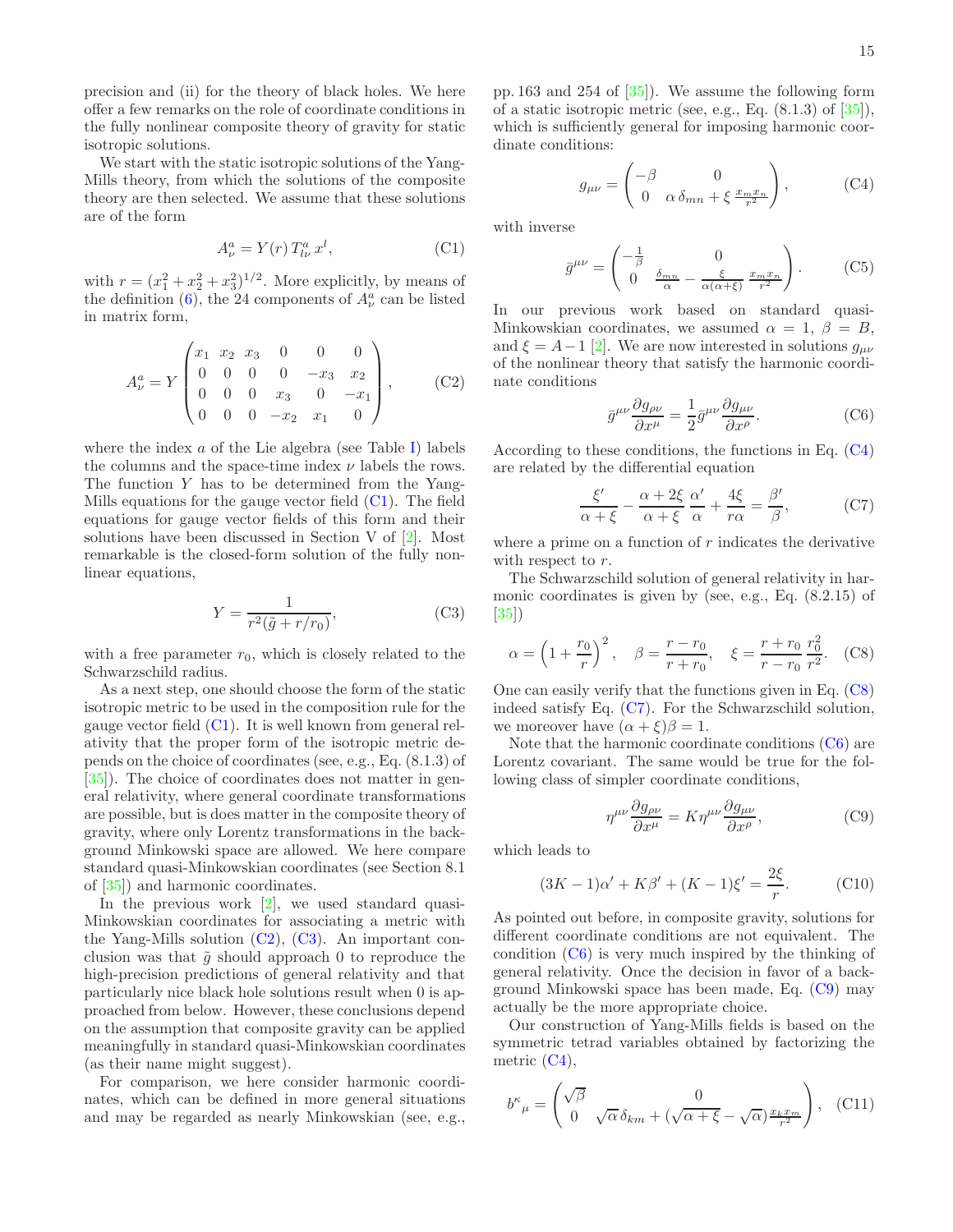precision and (ii) for the theory of black holes. We here offer a few remarks on the role of coordinate conditions in the fully nonlinear composite theory of gravity for static isotropic solutions.

We start with the static isotropic solutions of the Yang-Mills theory, from which the solutions of the composite theory are then selected. We assume that these solutions are of the form

$$A^a_\nu = Y(r)\, T^a_{l\nu}\, x^l, \tag{C1}$$

with $r = (x_1^2 + x_2^2 + x_3^2)^{1/2}$. More explicitly, by means of the definition (6), the 24 components of $A^a_\nu$ can be listed in matrix form,

$$A^a_\nu = Y \begin{pmatrix} x_1 & x_2 & x_3 & 0 & 0 & 0 \\ 0 & 0 & 0 & 0 & -x_3 & x_2 \\ 0 & 0 & 0 & x_3 & 0 & -x_1 \\ 0 & 0 & 0 & -x_2 & x_1 & 0 \end{pmatrix}, \tag{C2}$$

where the index $a$ of the Lie algebra (see Table I) labels the columns and the space-time index $\nu$ labels the rows. The function $Y$ has to be determined from the Yang-Mills equations for the gauge vector field (C1). The field equations for gauge vector fields of this form and their solutions have been discussed in Section V of [2]. Most remarkable is the closed-form solution of the fully nonlinear equations,

$$Y = \frac{1}{r^2(\tilde{g} + r/r_0)}, \tag{C3}$$

with a free parameter $r_0$, which is closely related to the Schwarzschild radius.

As a next step, one should choose the form of the static isotropic metric to be used in the composition rule for the gauge vector field (C1). It is well known from general relativity that the proper form of the isotropic metric depends on the choice of coordinates (see, e.g., Eq. (8.1.3) of [35]). The choice of coordinates does not matter in general relativity, where general coordinate transformations are possible, but is does matter in the composite theory of gravity, where only Lorentz transformations in the background Minkowski space are allowed. We here compare standard quasi-Minkowskian coordinates (see Section 8.1 of [35]) and harmonic coordinates.

In the previous work [2], we used standard quasi-Minkowskian coordinates for associating a metric with the Yang-Mills solution (C2), (C3). An important conclusion was that $\tilde{g}$ should approach 0 to reproduce the high-precision predictions of general relativity and that particularly nice black hole solutions result when 0 is approached from below. However, these conclusions depend on the assumption that composite gravity can be applied meaningfully in standard quasi-Minkowskian coordinates (as their name might suggest).

For comparison, we here consider harmonic coordinates, which can be defined in more general situations and may be regarded as nearly Minkowskian (see, e.g., pp. 163 and 254 of [35]). We assume the following form of a static isotropic metric (see, e.g., Eq. (8.1.3) of [35]), which is sufficiently general for imposing harmonic coordinate conditions:

$$g_{\mu\nu} = \begin{pmatrix} -\beta & 0 \\ 0 & \alpha\,\delta_{mn} + \xi\,\frac{x_m x_n}{r^2} \end{pmatrix}, \tag{C4}$$

with inverse

$$\bar{g}^{\mu\nu} = \begin{pmatrix} -\frac{1}{\beta} & 0 \\ 0 & \frac{\delta_{mn}}{\alpha} - \frac{\xi}{\alpha(\alpha+\xi)}\,\frac{x_m x_n}{r^2} \end{pmatrix}. \tag{C5}$$

In our previous work based on standard quasi-Minkowskian coordinates, we assumed $\alpha = 1$, $\beta = B$, and $\xi = A - 1$ [2]. We are now interested in solutions $g_{\mu\nu}$ of the nonlinear theory that satisfy the harmonic coordinate conditions

$$\bar{g}^{\mu\nu}\frac{\partial g_{\rho\nu}}{\partial x^\mu} = \frac{1}{2}\bar{g}^{\mu\nu}\frac{\partial g_{\mu\nu}}{\partial x^\rho}. \tag{C6}$$

According to these conditions, the functions in Eq. (C4) are related by the differential equation

$$\frac{\xi'}{\alpha+\xi} - \frac{\alpha+2\xi}{\alpha+\xi}\,\frac{\alpha'}{\alpha} + \frac{4\xi}{r\alpha} = \frac{\beta'}{\beta}, \tag{C7}$$

where a prime on a function of $r$ indicates the derivative with respect to $r$.

The Schwarzschild solution of general relativity in harmonic coordinates is given by (see, e.g., Eq. (8.2.15) of [35])

$$\alpha = \left(1 + \frac{r_0}{r}\right)^2, \quad \beta = \frac{r - r_0}{r + r_0}, \quad \xi = \frac{r + r_0}{r - r_0}\,\frac{r_0^2}{r^2}. \tag{C8}$$

One can easily verify that the functions given in Eq. (C8) indeed satisfy Eq. (C7). For the Schwarzschild solution, we moreover have $(\alpha + \xi)\beta = 1$.

Note that the harmonic coordinate conditions (C6) are Lorentz covariant. The same would be true for the following class of simpler coordinate conditions,

$$\eta^{\mu\nu}\frac{\partial g_{\rho\nu}}{\partial x^\mu} = K\eta^{\mu\nu}\frac{\partial g_{\mu\nu}}{\partial x^\rho}, \tag{C9}$$

which leads to

$$(3K-1)\alpha' + K\beta' + (K-1)\xi' = \frac{2\xi}{r}. \tag{C10}$$

As pointed out before, in composite gravity, solutions for different coordinate conditions are not equivalent. The condition (C6) is very much inspired by the thinking of general relativity. Once the decision in favor of a background Minkowski space has been made, Eq. (C9) may actually be the more appropriate choice.

Our construction of Yang-Mills fields is based on the symmetric tetrad variables obtained by factorizing the metric (C4),

$$b^\kappa{}_\mu = \begin{pmatrix} \sqrt{\beta} & 0 \\ 0 & \sqrt{\alpha}\,\delta_{km} + (\sqrt{\alpha+\xi} - \sqrt{\alpha})\frac{x_k x_m}{r^2} \end{pmatrix}, \tag{C11}$$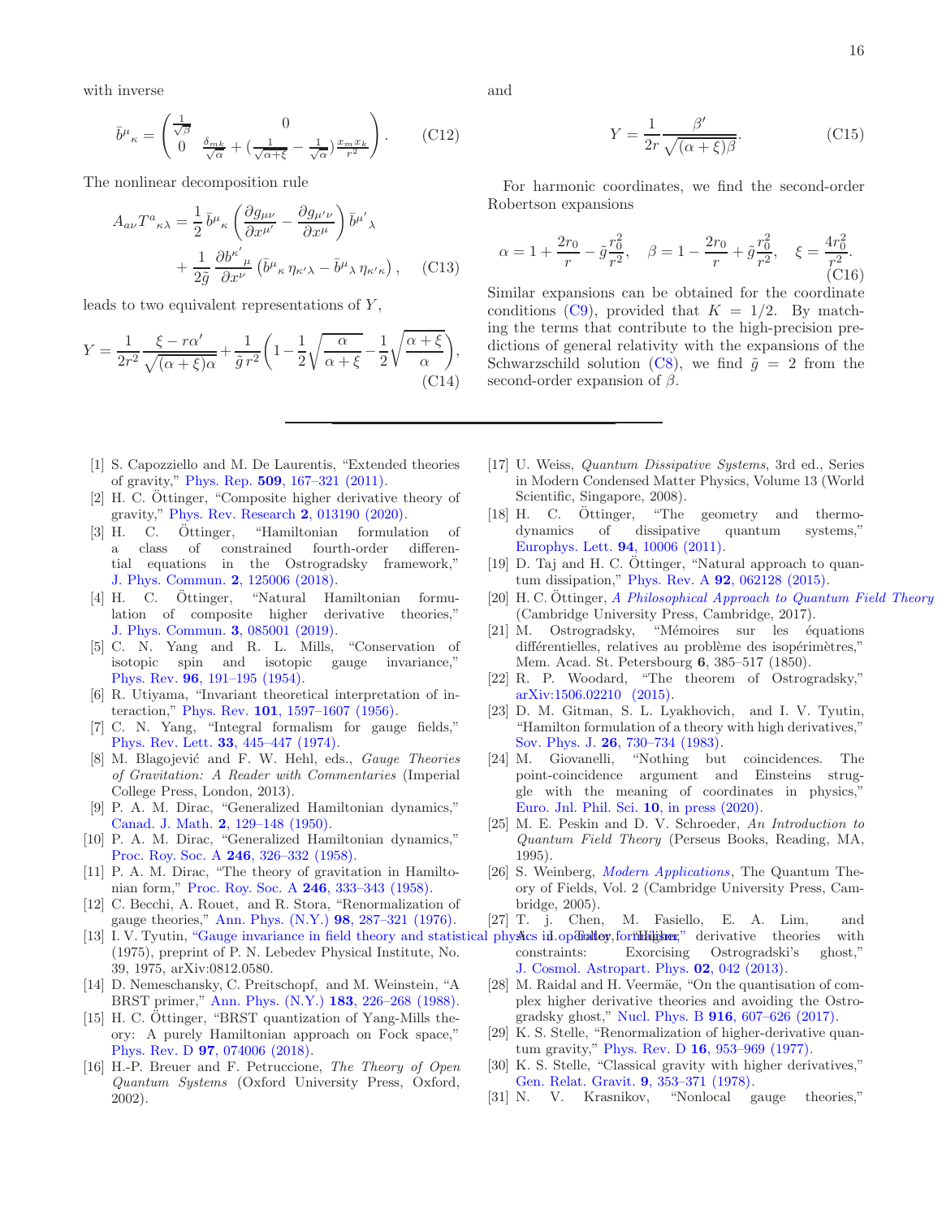with inverse

$$\bar{b}^\mu{}_\kappa = \begin{pmatrix} \frac{1}{\sqrt{\beta}} & 0 \\ 0 & \frac{\delta_{mk}}{\sqrt{\alpha}} + \left(\frac{1}{\sqrt{\alpha+\xi}} - \frac{1}{\sqrt{\alpha}}\right)\frac{x_m x_k}{r^2} \end{pmatrix}. \tag{C12}$$

The nonlinear decomposition rule

$$A_{a\nu} T^a{}_{\kappa\lambda} = \frac{1}{2}\, \bar{b}^\mu{}_\kappa \left( \frac{\partial g_{\mu\nu}}{\partial x^{\mu'}} - \frac{\partial g_{\mu'\nu}}{\partial x^\mu} \right) \bar{b}^{\mu'}{}_\lambda + \frac{1}{2\tilde{g}}\, \frac{\partial b^{\kappa'}{}_\mu}{\partial x^\nu} \left( \bar{b}^\mu{}_\kappa\, \eta_{\kappa'\lambda} - \bar{b}^\mu{}_\lambda\, \eta_{\kappa'\kappa} \right), \tag{C13}$$

leads to two equivalent representations of $Y$,

$$Y = \frac{1}{2r^2} \frac{\xi - r\alpha'}{\sqrt{(\alpha+\xi)\alpha}} + \frac{1}{\tilde{g}\, r^2} \left( 1 - \frac{1}{2}\sqrt{\frac{\alpha}{\alpha+\xi}} - \frac{1}{2}\sqrt{\frac{\alpha+\xi}{\alpha}} \right), \tag{C14}$$

and

$$Y = \frac{1}{2r} \frac{\beta'}{\sqrt{(\alpha+\xi)\beta}}. \tag{C15}$$

For harmonic coordinates, we find the second-order Robertson expansions

$$\alpha = 1 + \frac{2r_0}{r} - \tilde{g}\frac{r_0^2}{r^2}, \quad \beta = 1 - \frac{2r_0}{r} + \tilde{g}\frac{r_0^2}{r^2}, \quad \xi = \frac{4r_0^2}{r^2}. \tag{C16}$$

Similar expansions can be obtained for the coordinate conditions (C9), provided that $K = 1/2$. By matching the terms that contribute to the high-precision predictions of general relativity with the expansions of the Schwarzschild solution (C8), we find $\tilde{g} = 2$ from the second-order expansion of $\beta$.

---

[1] S. Capozziello and M. De Laurentis, "Extended theories of gravity," Phys. Rep. **509**, 167–321 (2011).

[2] H. C. Öttinger, "Composite higher derivative theory of gravity," Phys. Rev. Research **2**, 013190 (2020).

[3] H. C. Öttinger, "Hamiltonian formulation of a class of constrained fourth-order differential equations in the Ostrogradsky framework," J. Phys. Commun. **2**, 125006 (2018).

[4] H. C. Öttinger, "Natural Hamiltonian formulation of composite higher derivative theories," J. Phys. Commun. **3**, 085001 (2019).

[5] C. N. Yang and R. L. Mills, "Conservation of isotopic spin and isotopic gauge invariance," Phys. Rev. **96**, 191–195 (1954).

[6] R. Utiyama, "Invariant theoretical interpretation of interaction," Phys. Rev. **101**, 1597–1607 (1956).

[7] C. N. Yang, "Integral formalism for gauge fields," Phys. Rev. Lett. **33**, 445–447 (1974).

[8] M. Blagojević and F. W. Hehl, eds., *Gauge Theories of Gravitation: A Reader with Commentaries* (Imperial College Press, London, 2013).

[9] P. A. M. Dirac, "Generalized Hamiltonian dynamics," Canad. J. Math. **2**, 129–148 (1950).

[10] P. A. M. Dirac, "Generalized Hamiltonian dynamics," Proc. Roy. Soc. A **246**, 326–332 (1958).

[11] P. A. M. Dirac, "The theory of gravitation in Hamiltonian form," Proc. Roy. Soc. A **246**, 333–343 (1958).

[12] C. Becchi, A. Rouet, and R. Stora, "Renormalization of gauge theories," Ann. Phys. (N.Y.) **98**, 287–321 (1976).

[13] I. V. Tyutin, "Gauge invariance in field theory and statistical physics in operator formalism," (1975), preprint of P. N. Lebedev Physical Institute, No. 39, 1975, arXiv:0812.0580.

[14] D. Nemeschansky, C. Preitschopf, and M. Weinstein, "A BRST primer," Ann. Phys. (N.Y.) **183**, 226–268 (1988).

[15] H. C. Öttinger, "BRST quantization of Yang-Mills theory: A purely Hamiltonian approach on Fock space," Phys. Rev. D **97**, 074006 (2018).

[16] H.-P. Breuer and F. Petruccione, *The Theory of Open Quantum Systems* (Oxford University Press, Oxford, 2002).

[17] U. Weiss, *Quantum Dissipative Systems*, 3rd ed., Series in Modern Condensed Matter Physics, Volume 13 (World Scientific, Singapore, 2008).

[18] H. C. Öttinger, "The geometry and thermodynamics of dissipative quantum systems," Europhys. Lett. **94**, 10006 (2011).

[19] D. Taj and H. C. Öttinger, "Natural approach to quantum dissipation," Phys. Rev. A **92**, 062128 (2015).

[20] H. C. Öttinger, *A Philosophical Approach to Quantum Field Theory* (Cambridge University Press, Cambridge, 2017).

[21] M. Ostrogradsky, "Mémoires sur les équations différentielles, relatives au problème des isopérimètres," Mem. Acad. St. Petersbourg **6**, 385–517 (1850).

[22] R. P. Woodard, "The theorem of Ostrogradsky," arXiv:1506.02210 (2015).

[23] D. M. Gitman, S. L. Lyakhovich, and I. V. Tyutin, "Hamilton formulation of a theory with high derivatives," Sov. Phys. J. **26**, 730–734 (1983).

[24] M. Giovanelli, "Nothing but coincidences. The point-coincidence argument and Einsteins struggle with the meaning of coordinates in physics," Euro. Jnl. Phil. Sci. **10**, in press (2020).

[25] M. E. Peskin and D. V. Schroeder, *An Introduction to Quantum Field Theory* (Perseus Books, Reading, MA, 1995).

[26] S. Weinberg, *Modern Applications*, The Quantum Theory of Fields, Vol. 2 (Cambridge University Press, Cambridge, 2005).

[27] T. j. Chen, M. Fasiello, E. A. Lim, and A. J. Tolley, "Higher derivative theories with constraints: Exorcising Ostrogradski's ghost," J. Cosmol. Astropart. Phys. **02**, 042 (2013).

[28] M. Raidal and H. Veermäe, "On the quantisation of complex higher derivative theories and avoiding the Ostrogradsky ghost," Nucl. Phys. B **916**, 607–626 (2017).

[29] K. S. Stelle, "Renormalization of higher-derivative quantum gravity," Phys. Rev. D **16**, 953–969 (1977).

[30] K. S. Stelle, "Classical gravity with higher derivatives," Gen. Relat. Gravit. **9**, 353–371 (1978).

[31] N. V. Krasnikov, "Nonlocal gauge theories,"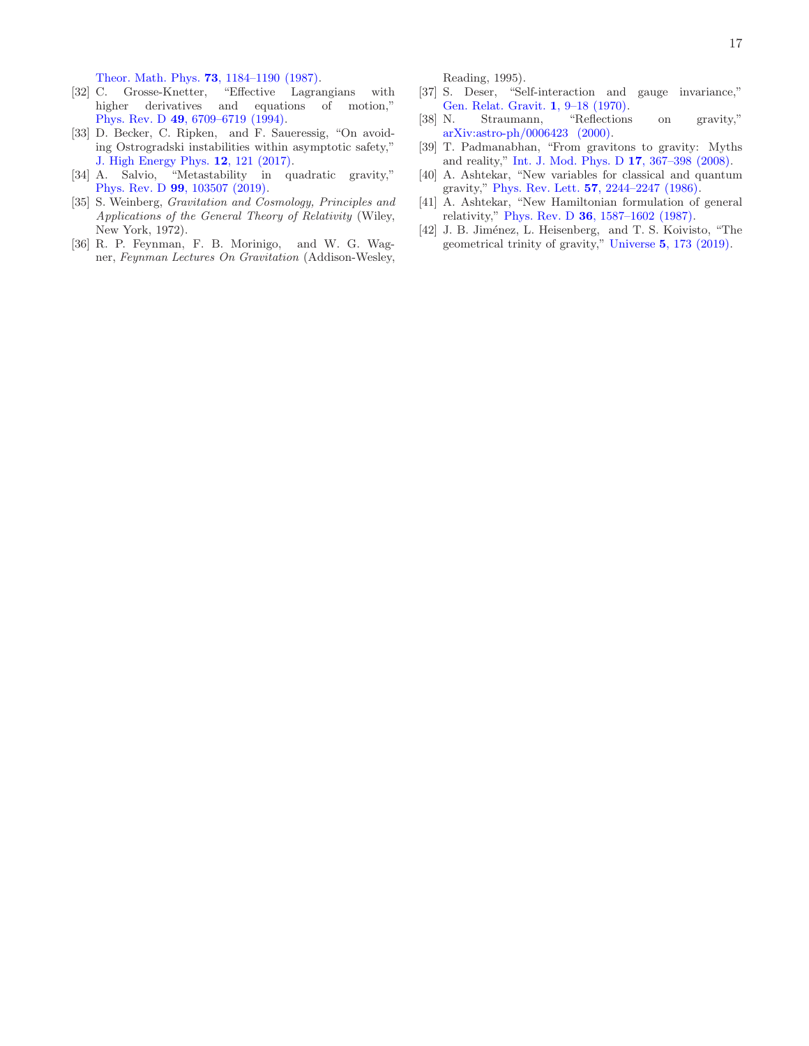Theor. Math. Phys. **73**, 1184–1190 (1987).

[32] C. Grosse-Knetter, "Effective Lagrangians with higher derivatives and equations of motion," Phys. Rev. D **49**, 6709–6719 (1994).

[33] D. Becker, C. Ripken, and F. Saueressig, "On avoiding Ostrogradski instabilities within asymptotic safety," J. High Energy Phys. **12**, 121 (2017).

[34] A. Salvio, "Metastability in quadratic gravity," Phys. Rev. D **99**, 103507 (2019).

[35] S. Weinberg, *Gravitation and Cosmology, Principles and Applications of the General Theory of Relativity* (Wiley, New York, 1972).

[36] R. P. Feynman, F. B. Morinigo, and W. G. Wagner, *Feynman Lectures On Gravitation* (Addison-Wesley, Reading, 1995).

[37] S. Deser, "Self-interaction and gauge invariance," Gen. Relat. Gravit. **1**, 9–18 (1970).

[38] N. Straumann, "Reflections on gravity," arXiv:astro-ph/0006423 (2000).

[39] T. Padmanabhan, "From gravitons to gravity: Myths and reality," Int. J. Mod. Phys. D **17**, 367–398 (2008).

[40] A. Ashtekar, "New variables for classical and quantum gravity," Phys. Rev. Lett. **57**, 2244–2247 (1986).

[41] A. Ashtekar, "New Hamiltonian formulation of general relativity," Phys. Rev. D **36**, 1587–1602 (1987).

[42] J. B. Jiménez, L. Heisenberg, and T. S. Koivisto, "The geometrical trinity of gravity," Universe **5**, 173 (2019).